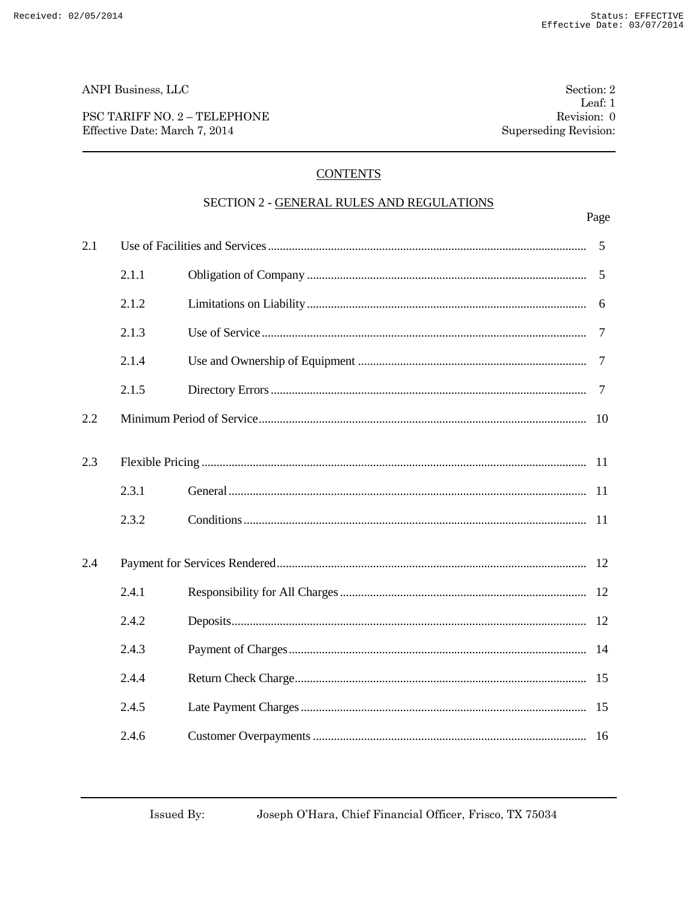ANPI Business, LLC

PSC TARIFF NO. 2 – TELEPHONE
Effective Date: March 7, 2014

Section: 2
Leaf: 1
Revision: 0
Superseding Revision:

## CONTENTS

### SECTION 2 - GENERAL RULES AND REGULATIONS

| | | | Page |
|---|---|---|---|
| 2.1 | Use of Facilities and Services | | 5 |
| | 2.1.1 | Obligation of Company | 5 |
| | 2.1.2 | Limitations on Liability | 6 |
| | 2.1.3 | Use of Service | 7 |
| | 2.1.4 | Use and Ownership of Equipment | 7 |
| | 2.1.5 | Directory Errors | 7 |
| 2.2 | Minimum Period of Service | | 10 |
| 2.3 | Flexible Pricing | | 11 |
| | 2.3.1 | General | 11 |
| | 2.3.2 | Conditions | 11 |
| 2.4 | Payment for Services Rendered | | 12 |
| | 2.4.1 | Responsibility for All Charges | 12 |
| | 2.4.2 | Deposits | 12 |
| | 2.4.3 | Payment of Charges | 14 |
| | 2.4.4 | Return Check Charge | 15 |
| | 2.4.5 | Late Payment Charges | 15 |
| | 2.4.6 | Customer Overpayments | 16 |

Issued By: Joseph O'Hara, Chief Financial Officer, Frisco, TX 75034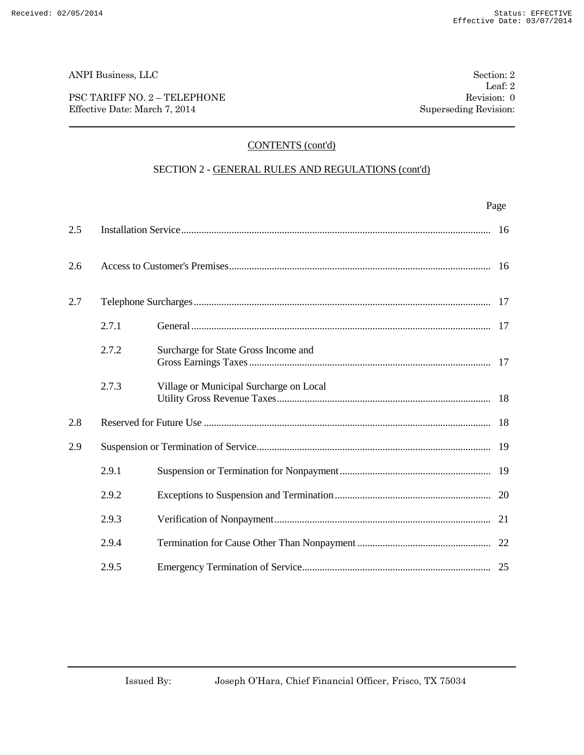ANPI Business, LLC

PSC TARIFF NO. 2 – TELEPHONE
Effective Date: March 7, 2014

Section: 2
Leaf: 2
Revision: 0
Superseding Revision:

## CONTENTS (cont'd)

### SECTION 2 - GENERAL RULES AND REGULATIONS (cont'd)

| | | | Page |
|---|---|---|---|
| 2.5 | Installation Service | | 16 |
| 2.6 | Access to Customer's Premises | | 16 |
| 2.7 | Telephone Surcharges | | 17 |
| | 2.7.1 | General | 17 |
| | 2.7.2 | Surcharge for State Gross Income and Gross Earnings Taxes | 17 |
| | 2.7.3 | Village or Municipal Surcharge on Local Utility Gross Revenue Taxes | 18 |
| 2.8 | Reserved for Future Use | | 18 |
| 2.9 | Suspension or Termination of Service | | 19 |
| | 2.9.1 | Suspension or Termination for Nonpayment | 19 |
| | 2.9.2 | Exceptions to Suspension and Termination | 20 |
| | 2.9.3 | Verification of Nonpayment | 21 |
| | 2.9.4 | Termination for Cause Other Than Nonpayment | 22 |
| | 2.9.5 | Emergency Termination of Service | 25 |

Issued By: Joseph O'Hara, Chief Financial Officer, Frisco, TX 75034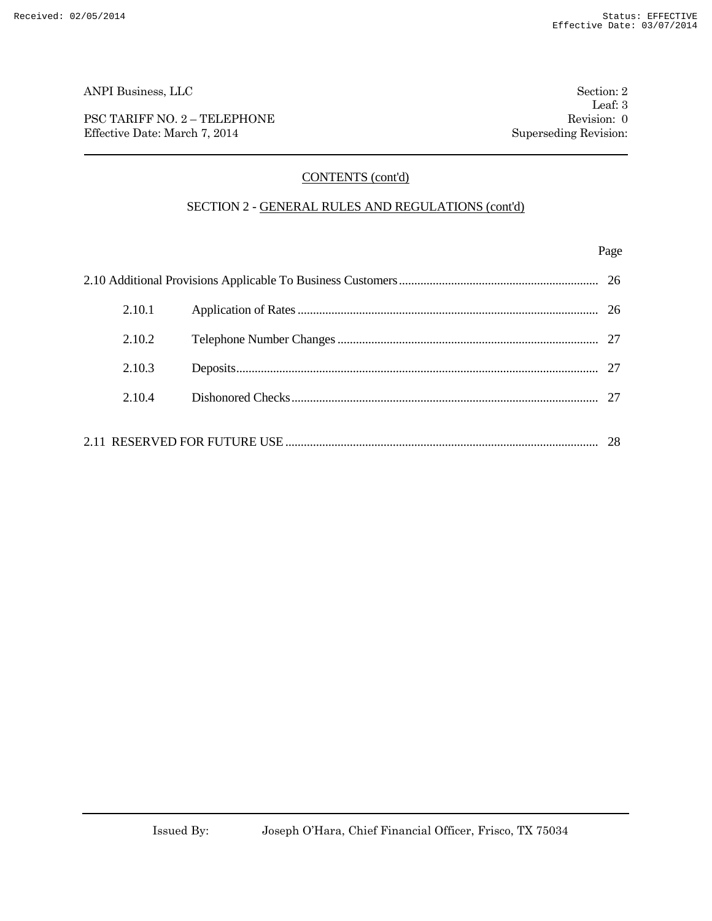## CONTENTS (cont'd)

### SECTION 2 - GENERAL RULES AND REGULATIONS (cont'd)

| | | Page |
|---|---|---|
| 2.10 Additional Provisions Applicable To Business Customers | | 26 |
| 2.10.1 | Application of Rates | 26 |
| 2.10.2 | Telephone Number Changes | 27 |
| 2.10.3 | Deposits | 27 |
| 2.10.4 | Dishonored Checks | 27 |
| 2.11 RESERVED FOR FUTURE USE | | 28 |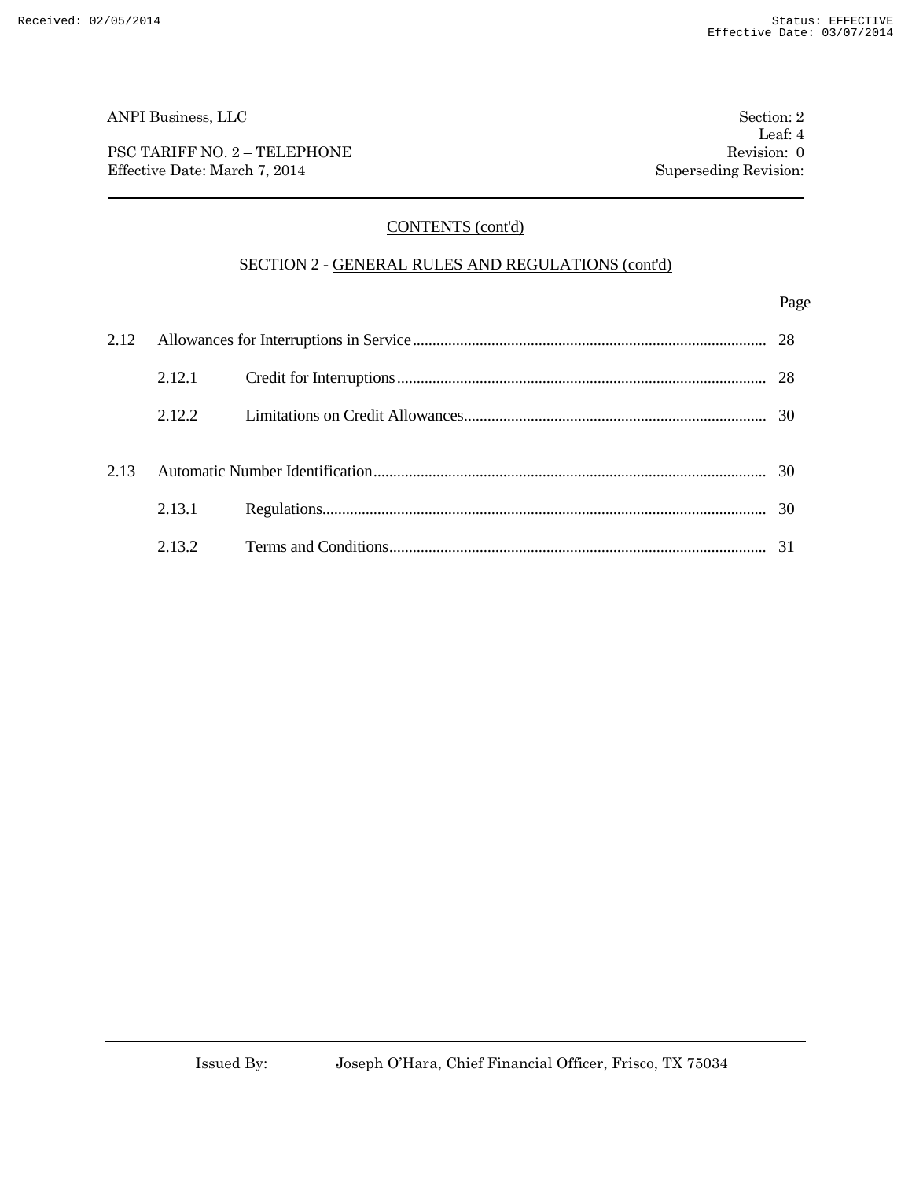## CONTENTS (cont'd)

### SECTION 2 - GENERAL RULES AND REGULATIONS (cont'd)

| | | | Page |
|---|---|---|---|
| 2.12 | Allowances for Interruptions in Service | | 28 |
| | 2.12.1 | Credit for Interruptions | 28 |
| | 2.12.2 | Limitations on Credit Allowances | 30 |
| 2.13 | Automatic Number Identification | | 30 |
| | 2.13.1 | Regulations | 30 |
| | 2.13.2 | Terms and Conditions | 31 |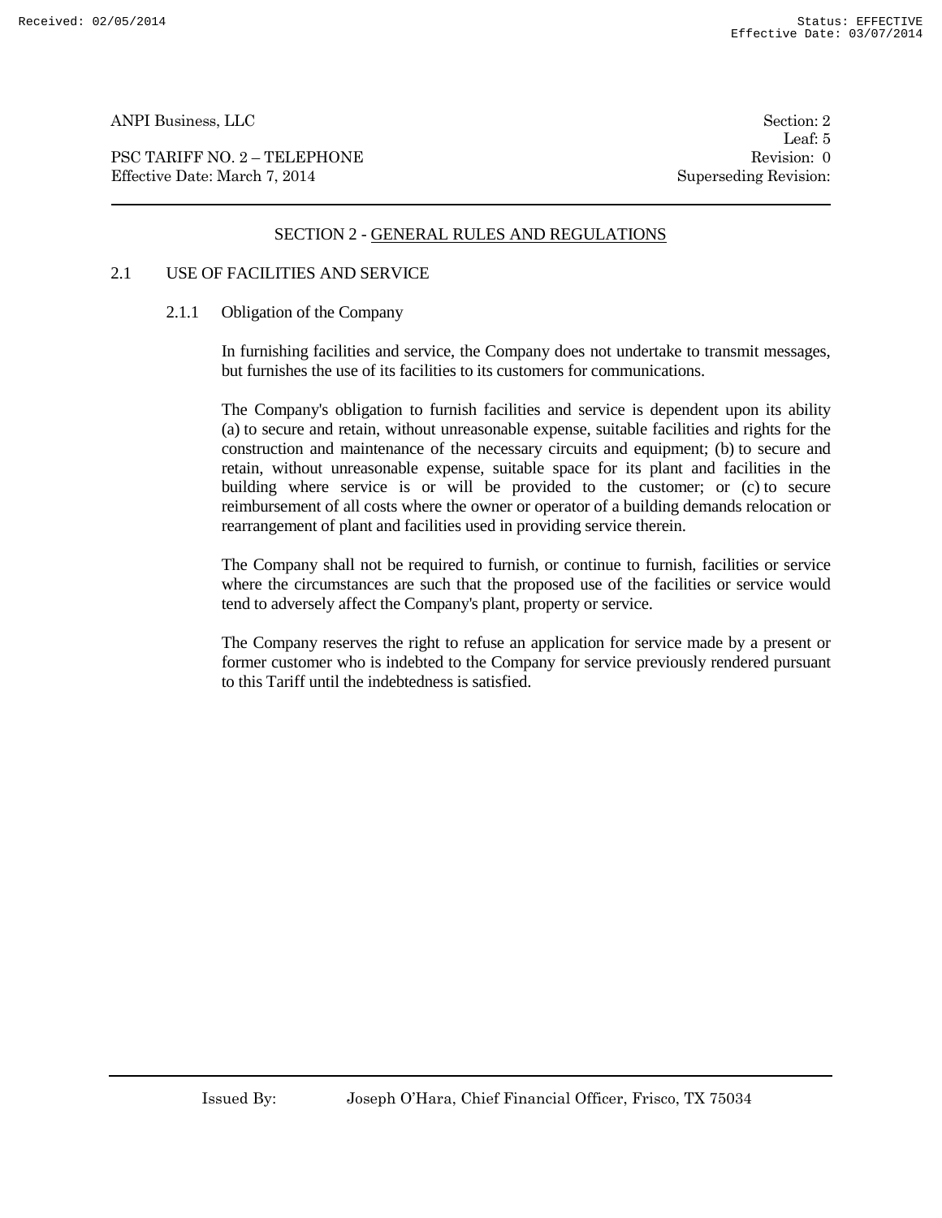# SECTION 2 - GENERAL RULES AND REGULATIONS

## 2.1 USE OF FACILITIES AND SERVICE

### 2.1.1 Obligation of the Company

In furnishing facilities and service, the Company does not undertake to transmit messages, but furnishes the use of its facilities to its customers for communications.

The Company's obligation to furnish facilities and service is dependent upon its ability (a) to secure and retain, without unreasonable expense, suitable facilities and rights for the construction and maintenance of the necessary circuits and equipment; (b) to secure and retain, without unreasonable expense, suitable space for its plant and facilities in the building where service is or will be provided to the customer; or (c) to secure reimbursement of all costs where the owner or operator of a building demands relocation or rearrangement of plant and facilities used in providing service therein.

The Company shall not be required to furnish, or continue to furnish, facilities or service where the circumstances are such that the proposed use of the facilities or service would tend to adversely affect the Company's plant, property or service.

The Company reserves the right to refuse an application for service made by a present or former customer who is indebted to the Company for service previously rendered pursuant to this Tariff until the indebtedness is satisfied.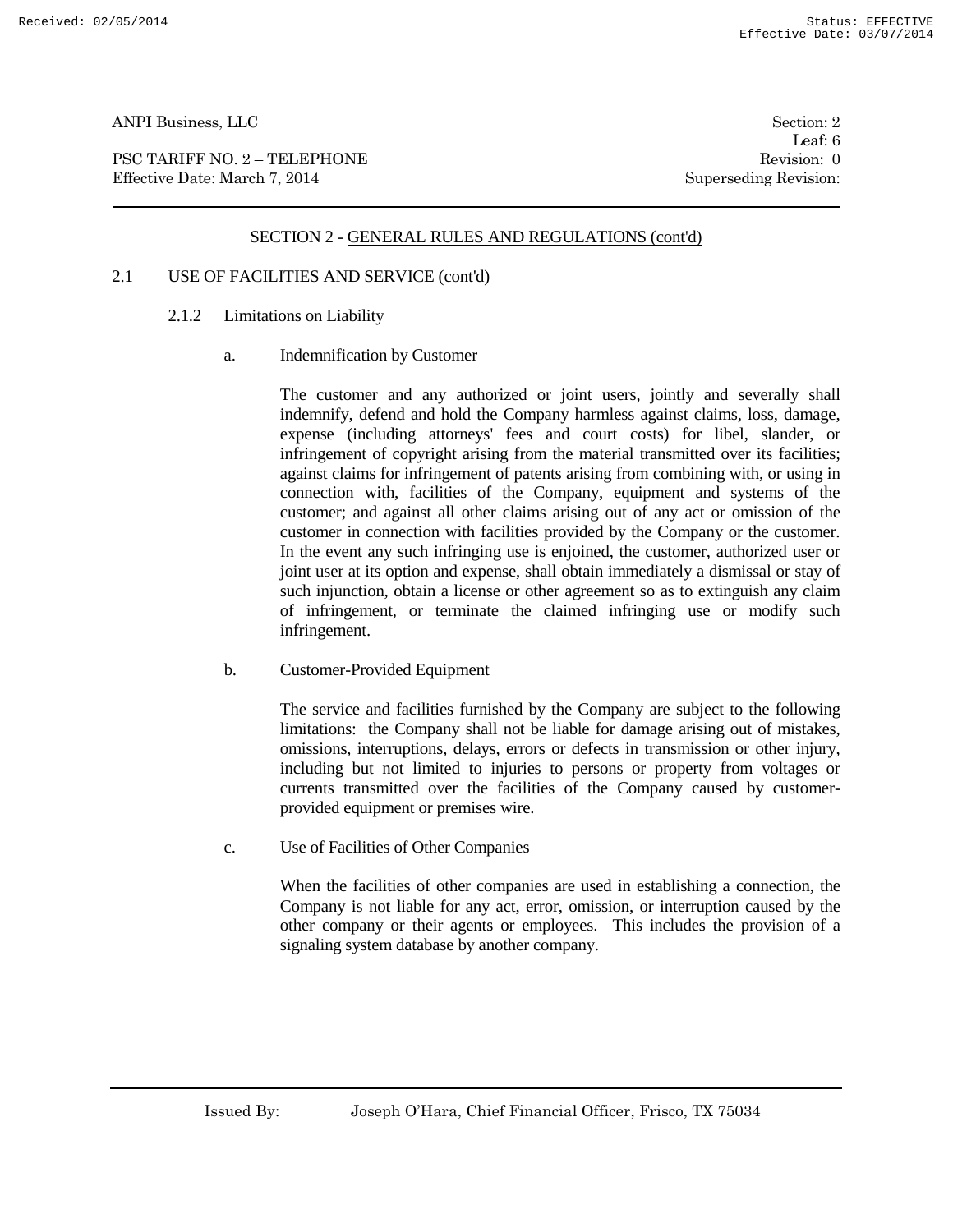## SECTION 2 - GENERAL RULES AND REGULATIONS (cont'd)

### 2.1 USE OF FACILITIES AND SERVICE (cont'd)

#### 2.1.2 Limitations on Liability

a. Indemnification by Customer

The customer and any authorized or joint users, jointly and severally shall indemnify, defend and hold the Company harmless against claims, loss, damage, expense (including attorneys' fees and court costs) for libel, slander, or infringement of copyright arising from the material transmitted over its facilities; against claims for infringement of patents arising from combining with, or using in connection with, facilities of the Company, equipment and systems of the customer; and against all other claims arising out of any act or omission of the customer in connection with facilities provided by the Company or the customer. In the event any such infringing use is enjoined, the customer, authorized user or joint user at its option and expense, shall obtain immediately a dismissal or stay of such injunction, obtain a license or other agreement so as to extinguish any claim of infringement, or terminate the claimed infringing use or modify such infringement.

b. Customer-Provided Equipment

The service and facilities furnished by the Company are subject to the following limitations: the Company shall not be liable for damage arising out of mistakes, omissions, interruptions, delays, errors or defects in transmission or other injury, including but not limited to injuries to persons or property from voltages or currents transmitted over the facilities of the Company caused by customer-provided equipment or premises wire.

c. Use of Facilities of Other Companies

When the facilities of other companies are used in establishing a connection, the Company is not liable for any act, error, omission, or interruption caused by the other company or their agents or employees. This includes the provision of a signaling system database by another company.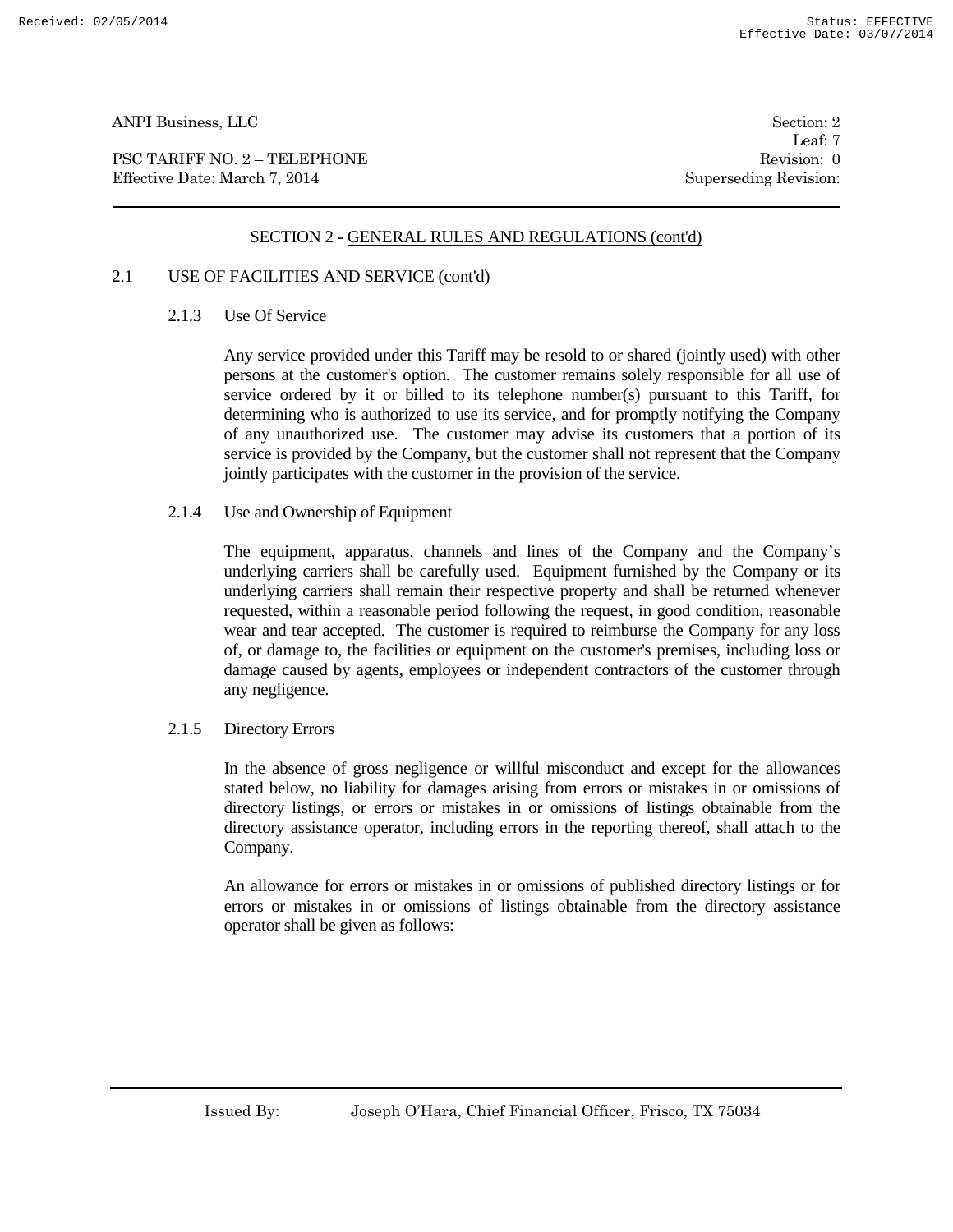## SECTION 2 - GENERAL RULES AND REGULATIONS (cont'd)

### 2.1 USE OF FACILITIES AND SERVICE (cont'd)

#### 2.1.3 Use Of Service

Any service provided under this Tariff may be resold to or shared (jointly used) with other persons at the customer's option. The customer remains solely responsible for all use of service ordered by it or billed to its telephone number(s) pursuant to this Tariff, for determining who is authorized to use its service, and for promptly notifying the Company of any unauthorized use. The customer may advise its customers that a portion of its service is provided by the Company, but the customer shall not represent that the Company jointly participates with the customer in the provision of the service.

#### 2.1.4 Use and Ownership of Equipment

The equipment, apparatus, channels and lines of the Company and the Company's underlying carriers shall be carefully used. Equipment furnished by the Company or its underlying carriers shall remain their respective property and shall be returned whenever requested, within a reasonable period following the request, in good condition, reasonable wear and tear accepted. The customer is required to reimburse the Company for any loss of, or damage to, the facilities or equipment on the customer's premises, including loss or damage caused by agents, employees or independent contractors of the customer through any negligence.

#### 2.1.5 Directory Errors

In the absence of gross negligence or willful misconduct and except for the allowances stated below, no liability for damages arising from errors or mistakes in or omissions of directory listings, or errors or mistakes in or omissions of listings obtainable from the directory assistance operator, including errors in the reporting thereof, shall attach to the Company.

An allowance for errors or mistakes in or omissions of published directory listings or for errors or mistakes in or omissions of listings obtainable from the directory assistance operator shall be given as follows: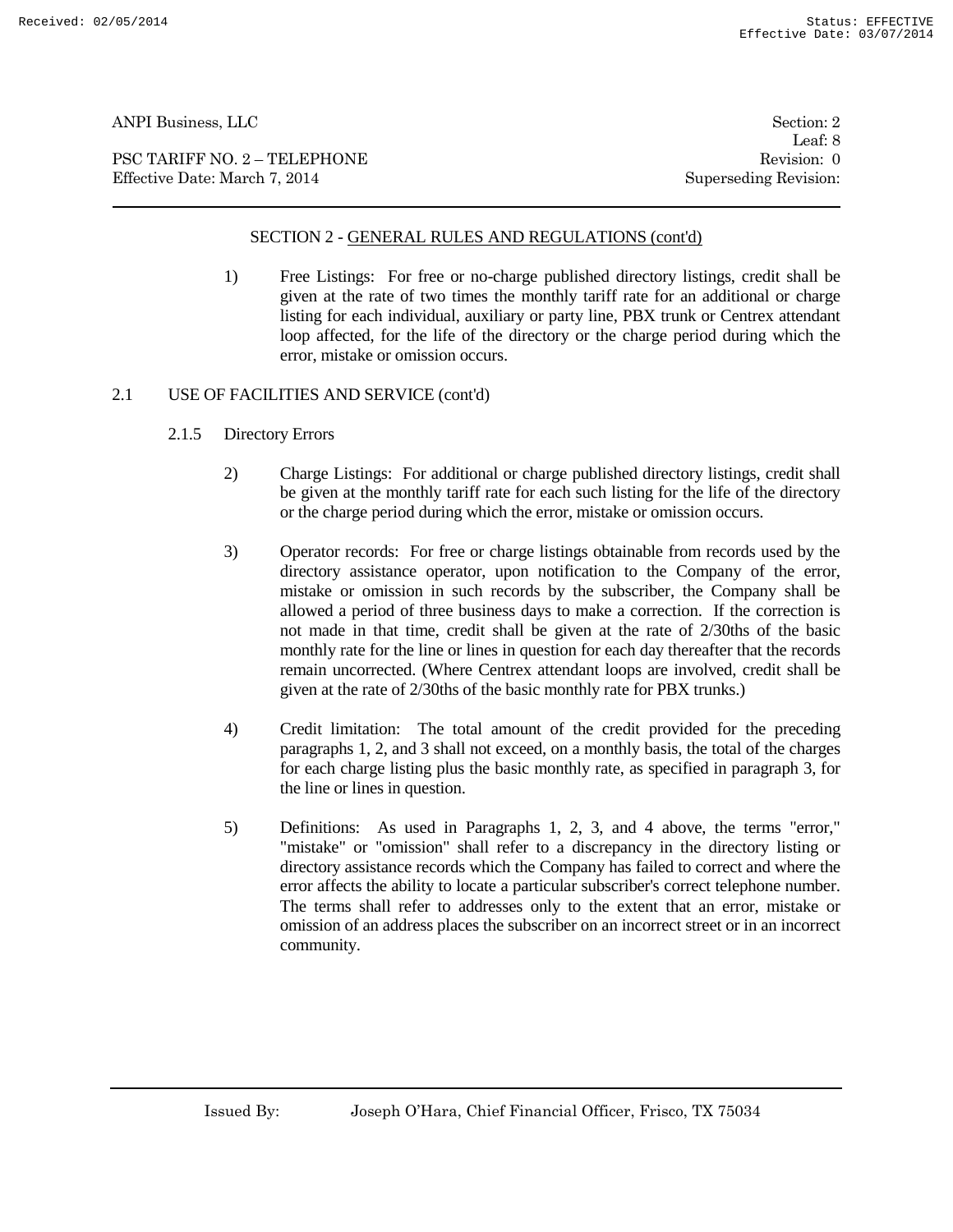SECTION 2 - GENERAL RULES AND REGULATIONS (cont'd)

1) Free Listings: For free or no-charge published directory listings, credit shall be given at the rate of two times the monthly tariff rate for an additional or charge listing for each individual, auxiliary or party line, PBX trunk or Centrex attendant loop affected, for the life of the directory or the charge period during which the error, mistake or omission occurs.

## 2.1 USE OF FACILITIES AND SERVICE (cont'd)

### 2.1.5 Directory Errors

2) Charge Listings: For additional or charge published directory listings, credit shall be given at the monthly tariff rate for each such listing for the life of the directory or the charge period during which the error, mistake or omission occurs.

3) Operator records: For free or charge listings obtainable from records used by the directory assistance operator, upon notification to the Company of the error, mistake or omission in such records by the subscriber, the Company shall be allowed a period of three business days to make a correction. If the correction is not made in that time, credit shall be given at the rate of 2/30ths of the basic monthly rate for the line or lines in question for each day thereafter that the records remain uncorrected. (Where Centrex attendant loops are involved, credit shall be given at the rate of 2/30ths of the basic monthly rate for PBX trunks.)

4) Credit limitation: The total amount of the credit provided for the preceding paragraphs 1, 2, and 3 shall not exceed, on a monthly basis, the total of the charges for each charge listing plus the basic monthly rate, as specified in paragraph 3, for the line or lines in question.

5) Definitions: As used in Paragraphs 1, 2, 3, and 4 above, the terms "error," "mistake" or "omission" shall refer to a discrepancy in the directory listing or directory assistance records which the Company has failed to correct and where the error affects the ability to locate a particular subscriber's correct telephone number. The terms shall refer to addresses only to the extent that an error, mistake or omission of an address places the subscriber on an incorrect street or in an incorrect community.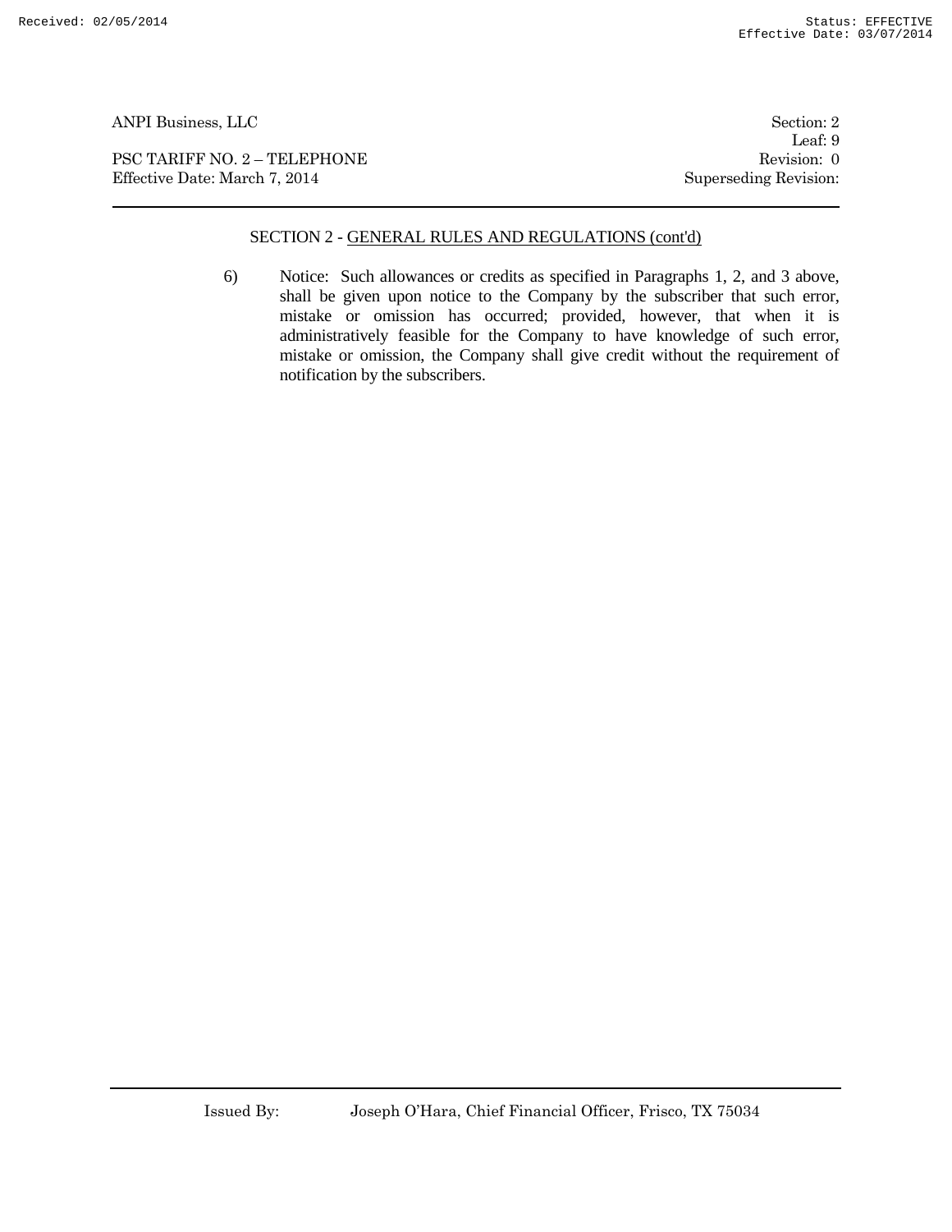## SECTION 2 - GENERAL RULES AND REGULATIONS (cont'd)

6) Notice: Such allowances or credits as specified in Paragraphs 1, 2, and 3 above, shall be given upon notice to the Company by the subscriber that such error, mistake or omission has occurred; provided, however, that when it is administratively feasible for the Company to have knowledge of such error, mistake or omission, the Company shall give credit without the requirement of notification by the subscribers.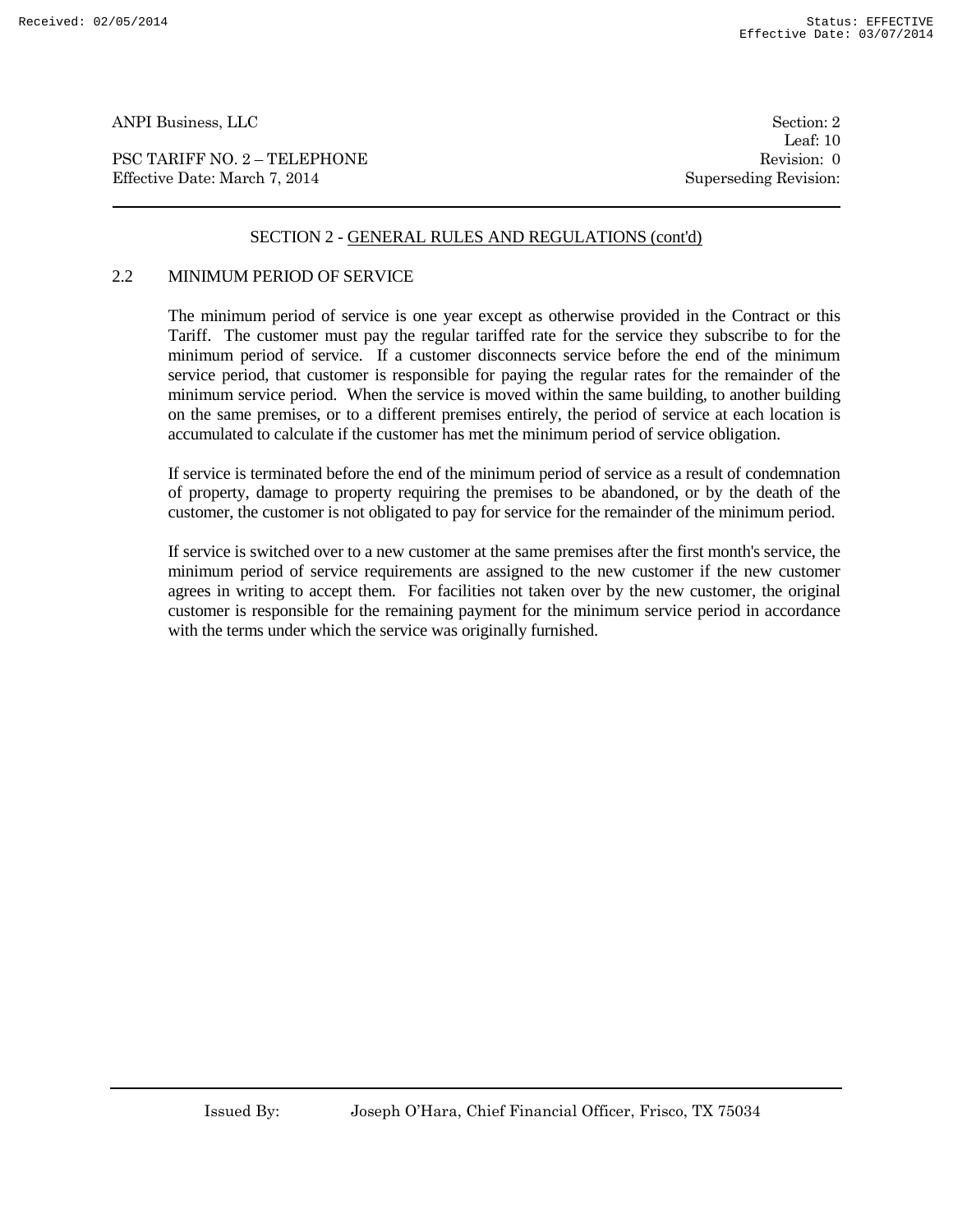## SECTION 2 - GENERAL RULES AND REGULATIONS (cont'd)

### 2.2 MINIMUM PERIOD OF SERVICE

The minimum period of service is one year except as otherwise provided in the Contract or this Tariff. The customer must pay the regular tariffed rate for the service they subscribe to for the minimum period of service. If a customer disconnects service before the end of the minimum service period, that customer is responsible for paying the regular rates for the remainder of the minimum service period. When the service is moved within the same building, to another building on the same premises, or to a different premises entirely, the period of service at each location is accumulated to calculate if the customer has met the minimum period of service obligation.

If service is terminated before the end of the minimum period of service as a result of condemnation of property, damage to property requiring the premises to be abandoned, or by the death of the customer, the customer is not obligated to pay for service for the remainder of the minimum period.

If service is switched over to a new customer at the same premises after the first month's service, the minimum period of service requirements are assigned to the new customer if the new customer agrees in writing to accept them. For facilities not taken over by the new customer, the original customer is responsible for the remaining payment for the minimum service period in accordance with the terms under which the service was originally furnished.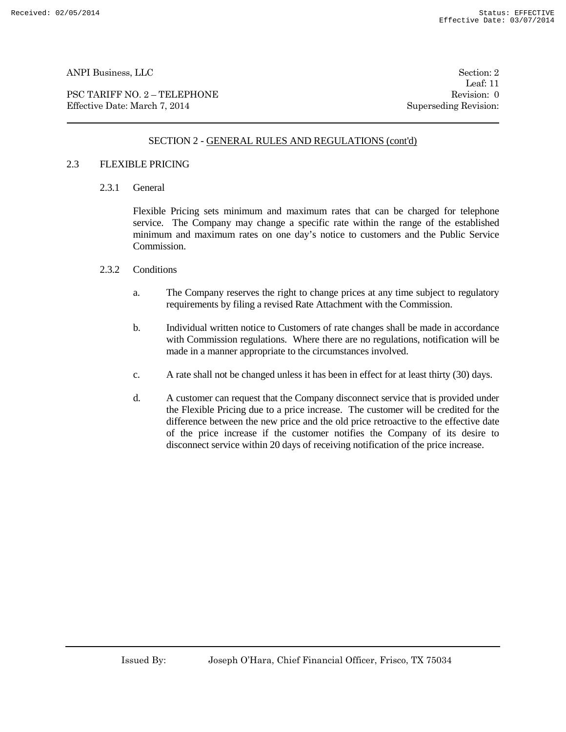## SECTION 2 - GENERAL RULES AND REGULATIONS (cont'd)

### 2.3 FLEXIBLE PRICING

#### 2.3.1 General

Flexible Pricing sets minimum and maximum rates that can be charged for telephone service. The Company may change a specific rate within the range of the established minimum and maximum rates on one day's notice to customers and the Public Service Commission.

#### 2.3.2 Conditions

a. The Company reserves the right to change prices at any time subject to regulatory requirements by filing a revised Rate Attachment with the Commission.

b. Individual written notice to Customers of rate changes shall be made in accordance with Commission regulations. Where there are no regulations, notification will be made in a manner appropriate to the circumstances involved.

c. A rate shall not be changed unless it has been in effect for at least thirty (30) days.

d. A customer can request that the Company disconnect service that is provided under the Flexible Pricing due to a price increase. The customer will be credited for the difference between the new price and the old price retroactive to the effective date of the price increase if the customer notifies the Company of its desire to disconnect service within 20 days of receiving notification of the price increase.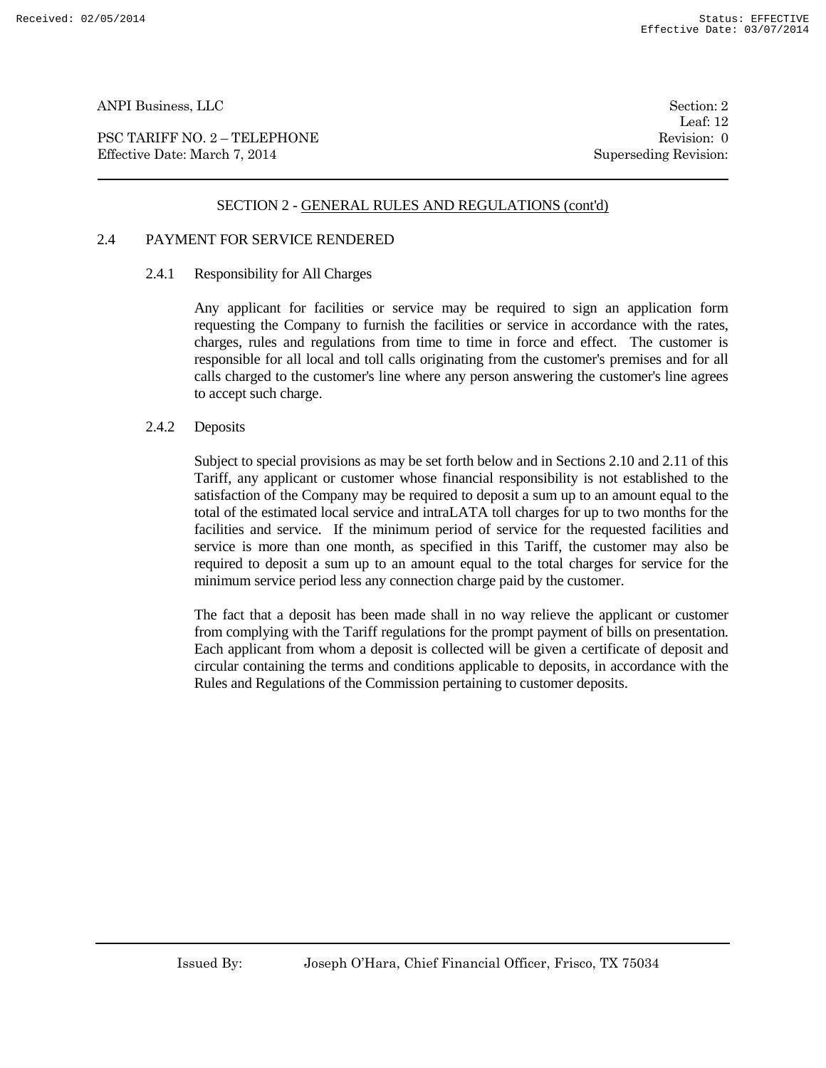SECTION 2 - GENERAL RULES AND REGULATIONS (cont'd)

## 2.4 PAYMENT FOR SERVICE RENDERED

### 2.4.1 Responsibility for All Charges

Any applicant for facilities or service may be required to sign an application form requesting the Company to furnish the facilities or service in accordance with the rates, charges, rules and regulations from time to time in force and effect. The customer is responsible for all local and toll calls originating from the customer's premises and for all calls charged to the customer's line where any person answering the customer's line agrees to accept such charge.

### 2.4.2 Deposits

Subject to special provisions as may be set forth below and in Sections 2.10 and 2.11 of this Tariff, any applicant or customer whose financial responsibility is not established to the satisfaction of the Company may be required to deposit a sum up to an amount equal to the total of the estimated local service and intraLATA toll charges for up to two months for the facilities and service. If the minimum period of service for the requested facilities and service is more than one month, as specified in this Tariff, the customer may also be required to deposit a sum up to an amount equal to the total charges for service for the minimum service period less any connection charge paid by the customer.

The fact that a deposit has been made shall in no way relieve the applicant or customer from complying with the Tariff regulations for the prompt payment of bills on presentation. Each applicant from whom a deposit is collected will be given a certificate of deposit and circular containing the terms and conditions applicable to deposits, in accordance with the Rules and Regulations of the Commission pertaining to customer deposits.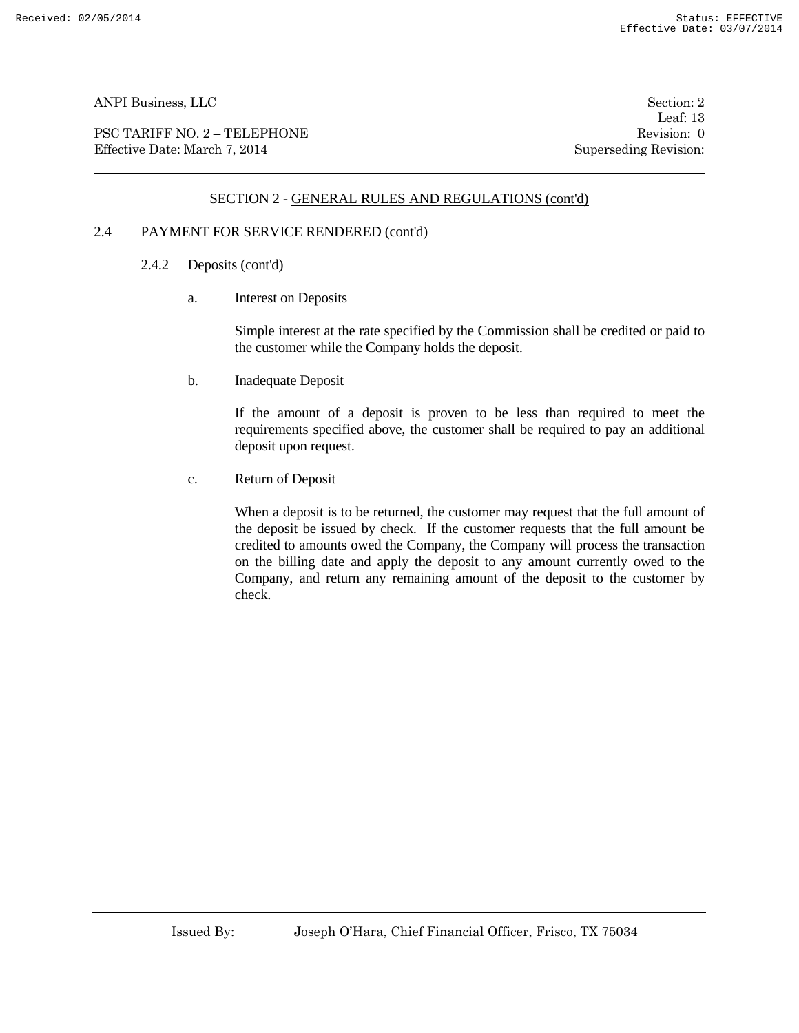## SECTION 2 - GENERAL RULES AND REGULATIONS (cont'd)

### 2.4 PAYMENT FOR SERVICE RENDERED (cont'd)

#### 2.4.2 Deposits (cont'd)

a. Interest on Deposits

Simple interest at the rate specified by the Commission shall be credited or paid to the customer while the Company holds the deposit.

b. Inadequate Deposit

If the amount of a deposit is proven to be less than required to meet the requirements specified above, the customer shall be required to pay an additional deposit upon request.

c. Return of Deposit

When a deposit is to be returned, the customer may request that the full amount of the deposit be issued by check. If the customer requests that the full amount be credited to amounts owed the Company, the Company will process the transaction on the billing date and apply the deposit to any amount currently owed to the Company, and return any remaining amount of the deposit to the customer by check.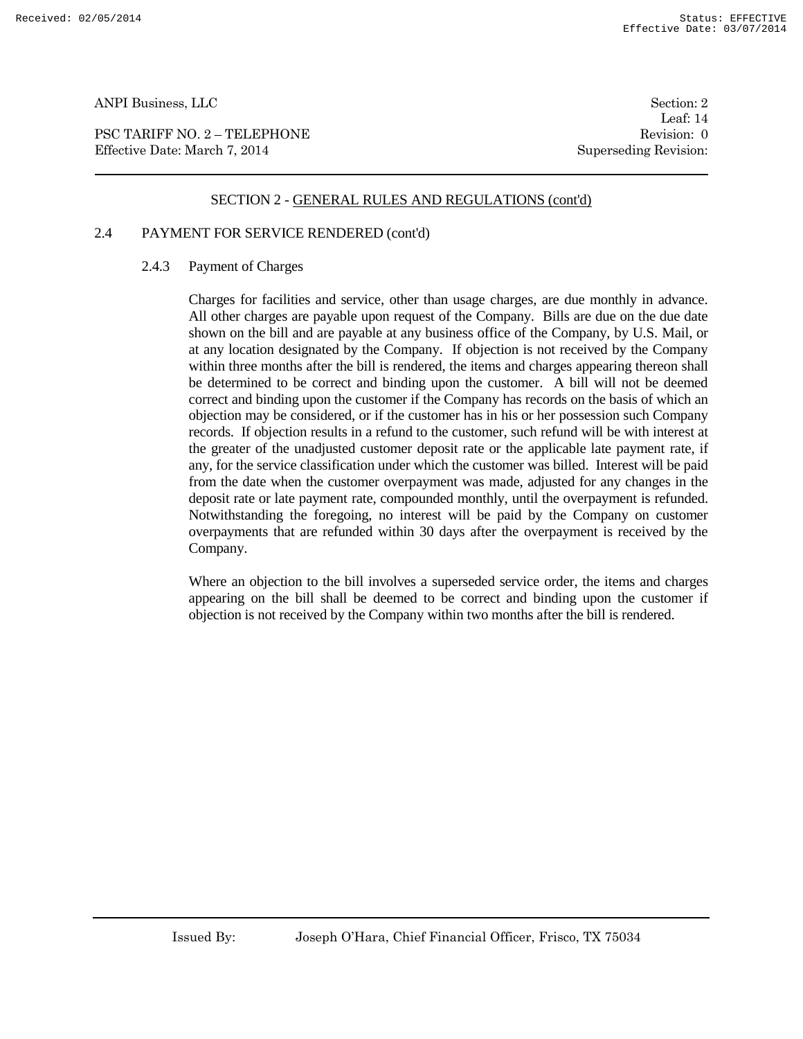## SECTION 2 - GENERAL RULES AND REGULATIONS (cont'd)

### 2.4 PAYMENT FOR SERVICE RENDERED (cont'd)

#### 2.4.3 Payment of Charges

Charges for facilities and service, other than usage charges, are due monthly in advance. All other charges are payable upon request of the Company. Bills are due on the due date shown on the bill and are payable at any business office of the Company, by U.S. Mail, or at any location designated by the Company. If objection is not received by the Company within three months after the bill is rendered, the items and charges appearing thereon shall be determined to be correct and binding upon the customer. A bill will not be deemed correct and binding upon the customer if the Company has records on the basis of which an objection may be considered, or if the customer has in his or her possession such Company records. If objection results in a refund to the customer, such refund will be with interest at the greater of the unadjusted customer deposit rate or the applicable late payment rate, if any, for the service classification under which the customer was billed. Interest will be paid from the date when the customer overpayment was made, adjusted for any changes in the deposit rate or late payment rate, compounded monthly, until the overpayment is refunded. Notwithstanding the foregoing, no interest will be paid by the Company on customer overpayments that are refunded within 30 days after the overpayment is received by the Company.

Where an objection to the bill involves a superseded service order, the items and charges appearing on the bill shall be deemed to be correct and binding upon the customer if objection is not received by the Company within two months after the bill is rendered.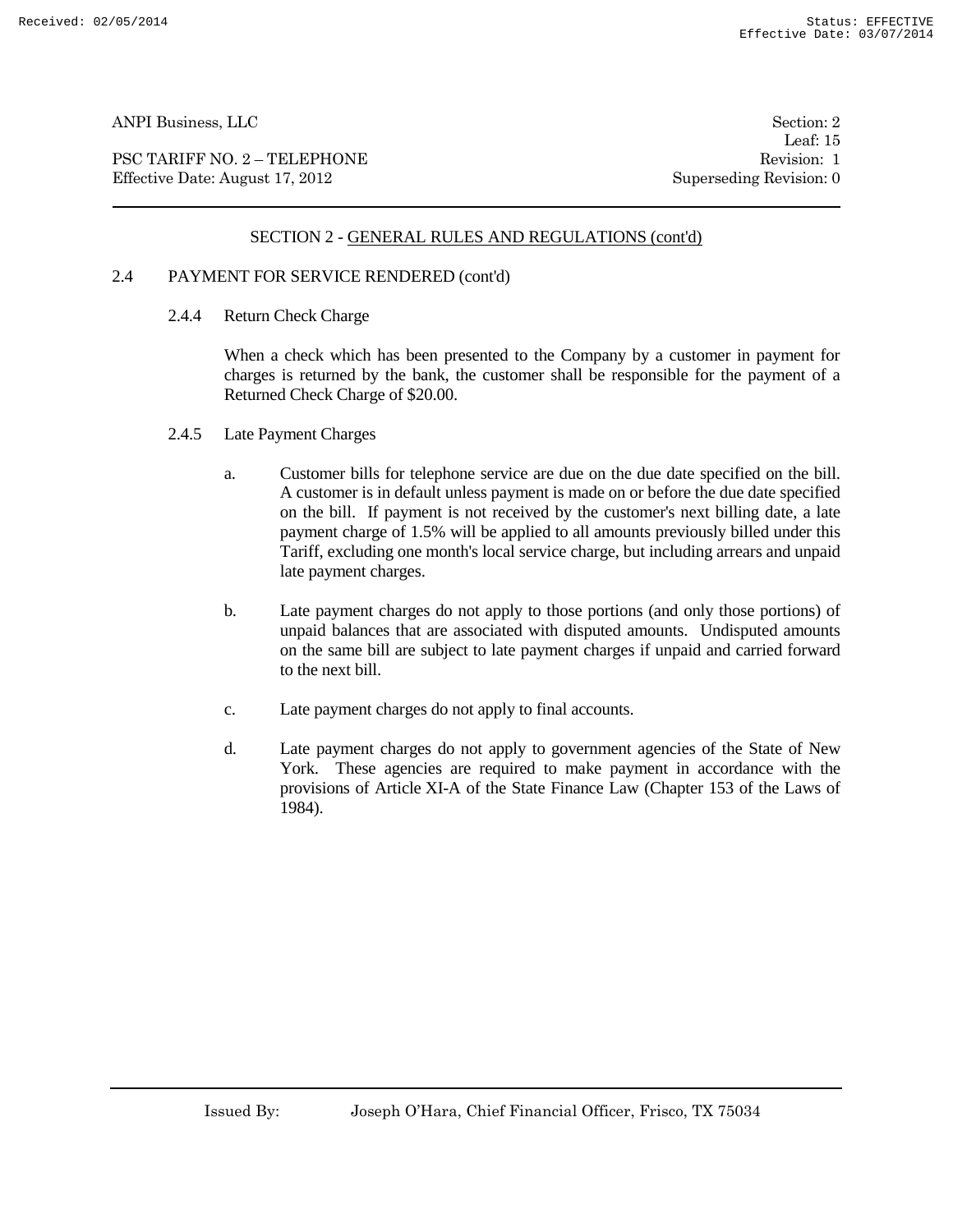## SECTION 2 - GENERAL RULES AND REGULATIONS (cont'd)

### 2.4 PAYMENT FOR SERVICE RENDERED (cont'd)

#### 2.4.4 Return Check Charge

When a check which has been presented to the Company by a customer in payment for charges is returned by the bank, the customer shall be responsible for the payment of a Returned Check Charge of $20.00.

#### 2.4.5 Late Payment Charges

a. Customer bills for telephone service are due on the due date specified on the bill. A customer is in default unless payment is made on or before the due date specified on the bill. If payment is not received by the customer's next billing date, a late payment charge of 1.5% will be applied to all amounts previously billed under this Tariff, excluding one month's local service charge, but including arrears and unpaid late payment charges.

b. Late payment charges do not apply to those portions (and only those portions) of unpaid balances that are associated with disputed amounts. Undisputed amounts on the same bill are subject to late payment charges if unpaid and carried forward to the next bill.

c. Late payment charges do not apply to final accounts.

d. Late payment charges do not apply to government agencies of the State of New York. These agencies are required to make payment in accordance with the provisions of Article XI-A of the State Finance Law (Chapter 153 of the Laws of 1984).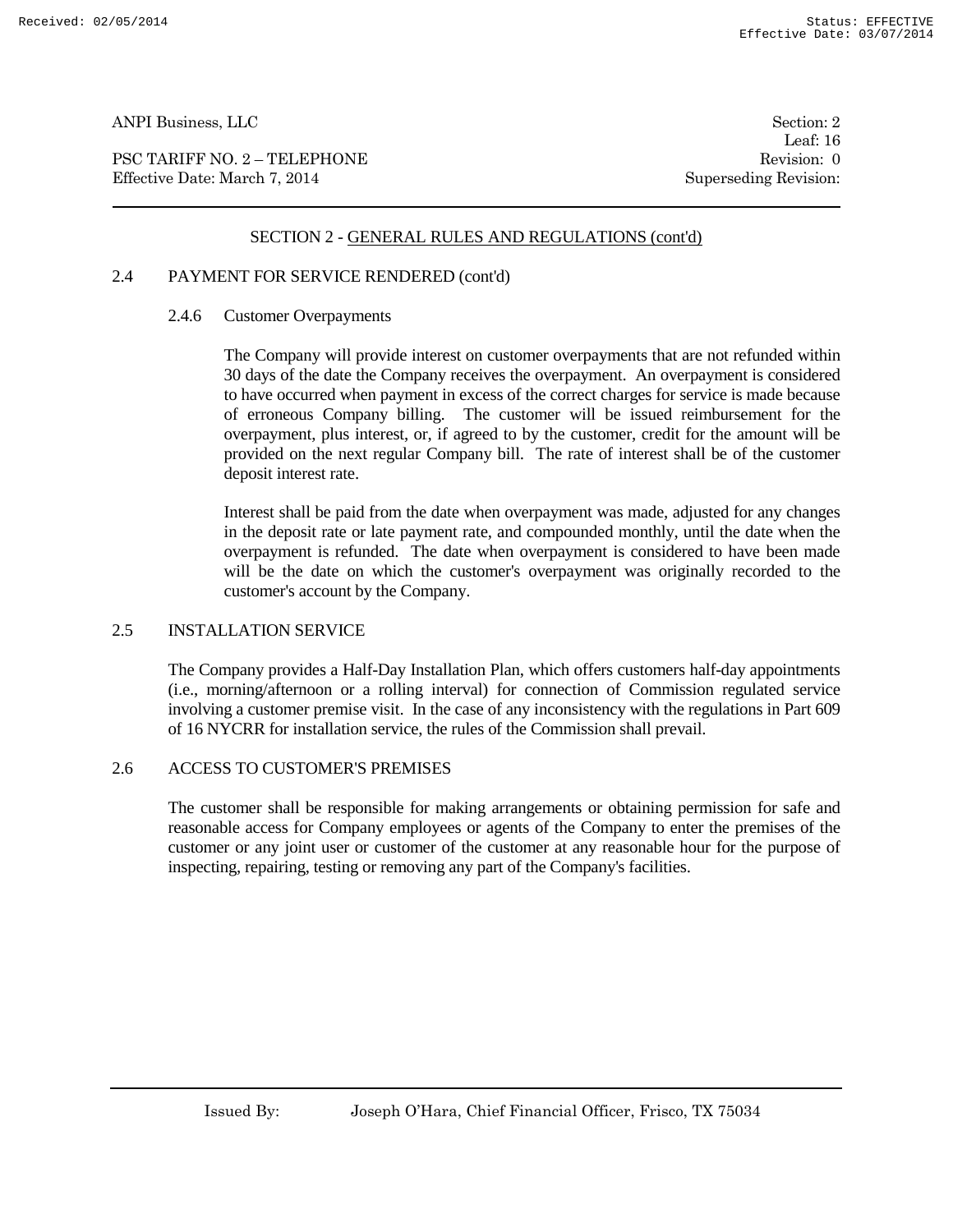## SECTION 2 - GENERAL RULES AND REGULATIONS (cont'd)

### 2.4 PAYMENT FOR SERVICE RENDERED (cont'd)

#### 2.4.6 Customer Overpayments

The Company will provide interest on customer overpayments that are not refunded within 30 days of the date the Company receives the overpayment. An overpayment is considered to have occurred when payment in excess of the correct charges for service is made because of erroneous Company billing. The customer will be issued reimbursement for the overpayment, plus interest, or, if agreed to by the customer, credit for the amount will be provided on the next regular Company bill. The rate of interest shall be of the customer deposit interest rate.

Interest shall be paid from the date when overpayment was made, adjusted for any changes in the deposit rate or late payment rate, and compounded monthly, until the date when the overpayment is refunded. The date when overpayment is considered to have been made will be the date on which the customer's overpayment was originally recorded to the customer's account by the Company.

### 2.5 INSTALLATION SERVICE

The Company provides a Half-Day Installation Plan, which offers customers half-day appointments (i.e., morning/afternoon or a rolling interval) for connection of Commission regulated service involving a customer premise visit. In the case of any inconsistency with the regulations in Part 609 of 16 NYCRR for installation service, the rules of the Commission shall prevail.

### 2.6 ACCESS TO CUSTOMER'S PREMISES

The customer shall be responsible for making arrangements or obtaining permission for safe and reasonable access for Company employees or agents of the Company to enter the premises of the customer or any joint user or customer of the customer at any reasonable hour for the purpose of inspecting, repairing, testing or removing any part of the Company's facilities.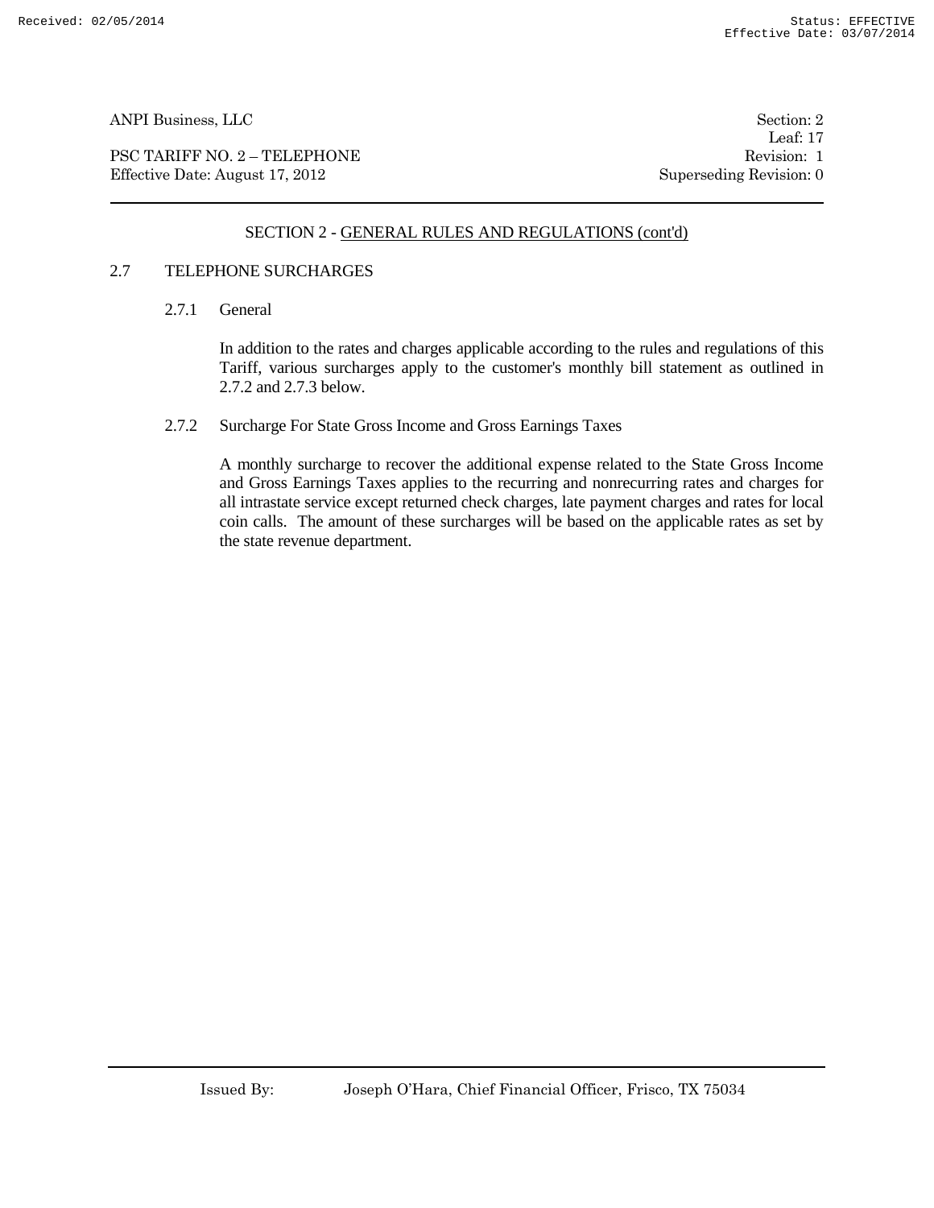ANPI Business, LLC | Section: 2
Leaf: 17

PSC TARIFF NO. 2 – TELEPHONE | Revision: 1

Effective Date: August 17, 2012 | Superseding Revision: 0

## SECTION 2 - GENERAL RULES AND REGULATIONS (cont'd)

### 2.7 TELEPHONE SURCHARGES

#### 2.7.1 General

In addition to the rates and charges applicable according to the rules and regulations of this Tariff, various surcharges apply to the customer's monthly bill statement as outlined in 2.7.2 and 2.7.3 below.

#### 2.7.2 Surcharge For State Gross Income and Gross Earnings Taxes

A monthly surcharge to recover the additional expense related to the State Gross Income and Gross Earnings Taxes applies to the recurring and nonrecurring rates and charges for all intrastate service except returned check charges, late payment charges and rates for local coin calls. The amount of these surcharges will be based on the applicable rates as set by the state revenue department.

Issued By: Joseph O'Hara, Chief Financial Officer, Frisco, TX 75034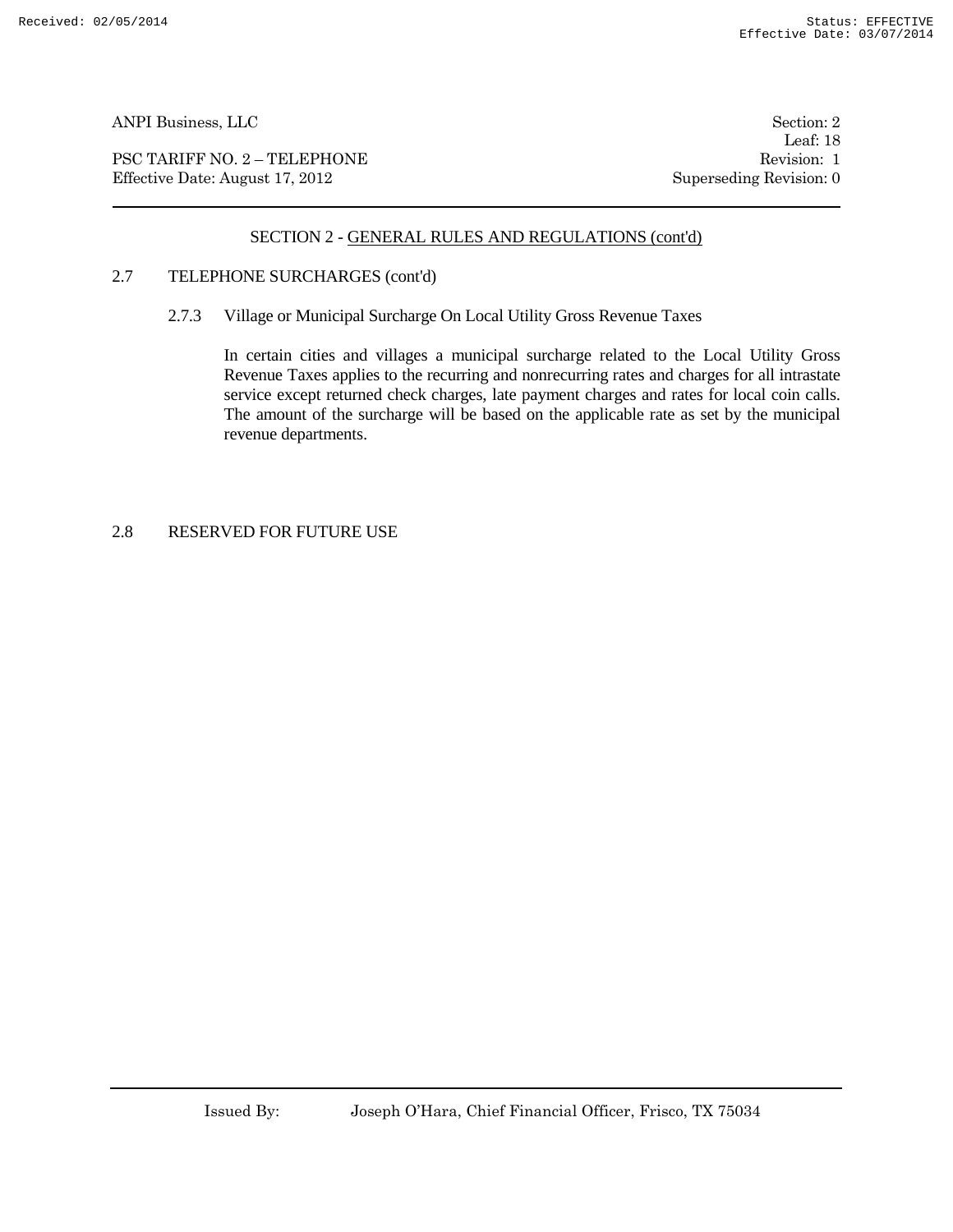## SECTION 2 - GENERAL RULES AND REGULATIONS (cont'd)

### 2.7 TELEPHONE SURCHARGES (cont'd)

#### 2.7.3 Village or Municipal Surcharge On Local Utility Gross Revenue Taxes

In certain cities and villages a municipal surcharge related to the Local Utility Gross Revenue Taxes applies to the recurring and nonrecurring rates and charges for all intrastate service except returned check charges, late payment charges and rates for local coin calls. The amount of the surcharge will be based on the applicable rate as set by the municipal revenue departments.

### 2.8 RESERVED FOR FUTURE USE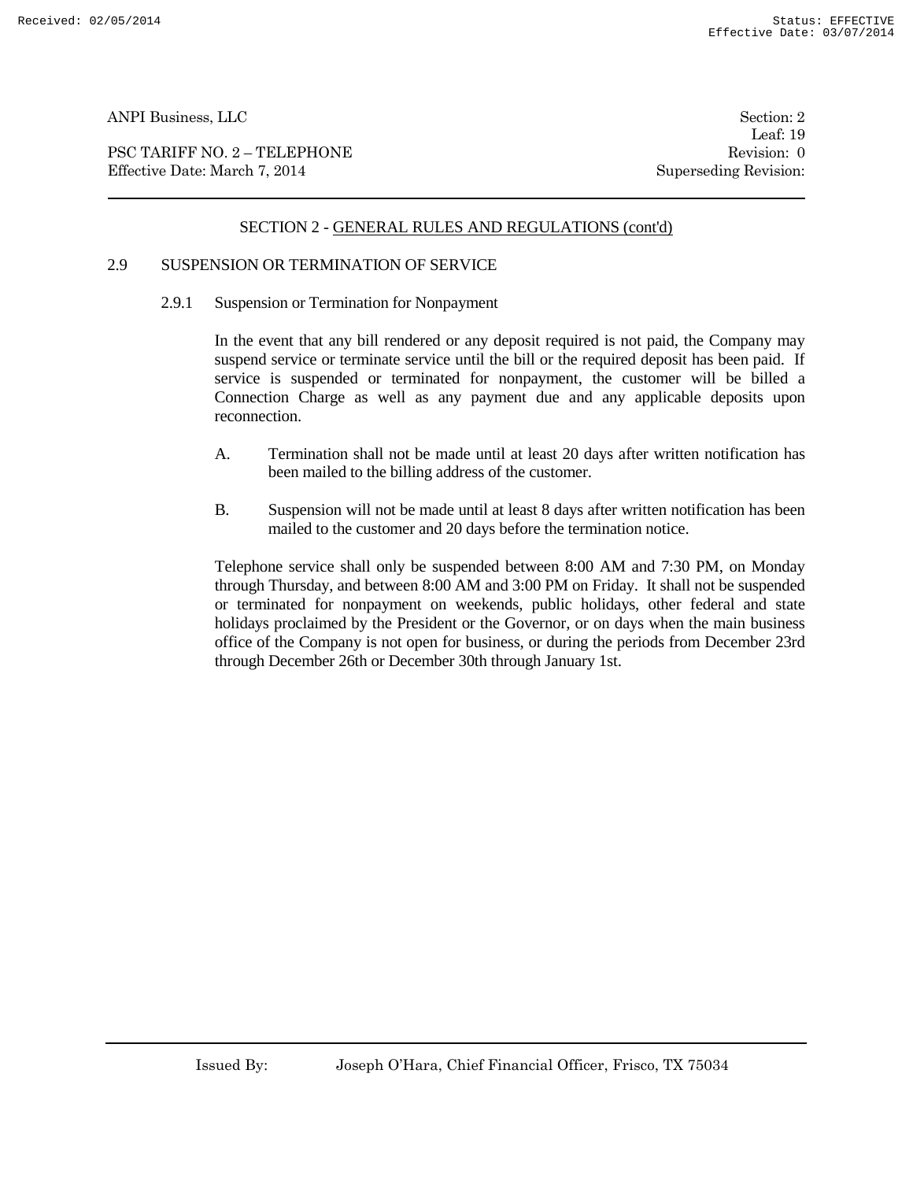## SECTION 2 - GENERAL RULES AND REGULATIONS (cont'd)

### 2.9 SUSPENSION OR TERMINATION OF SERVICE

#### 2.9.1 Suspension or Termination for Nonpayment

In the event that any bill rendered or any deposit required is not paid, the Company may suspend service or terminate service until the bill or the required deposit has been paid. If service is suspended or terminated for nonpayment, the customer will be billed a Connection Charge as well as any payment due and any applicable deposits upon reconnection.

A. Termination shall not be made until at least 20 days after written notification has been mailed to the billing address of the customer.

B. Suspension will not be made until at least 8 days after written notification has been mailed to the customer and 20 days before the termination notice.

Telephone service shall only be suspended between 8:00 AM and 7:30 PM, on Monday through Thursday, and between 8:00 AM and 3:00 PM on Friday. It shall not be suspended or terminated for nonpayment on weekends, public holidays, other federal and state holidays proclaimed by the President or the Governor, or on days when the main business office of the Company is not open for business, or during the periods from December 23rd through December 26th or December 30th through January 1st.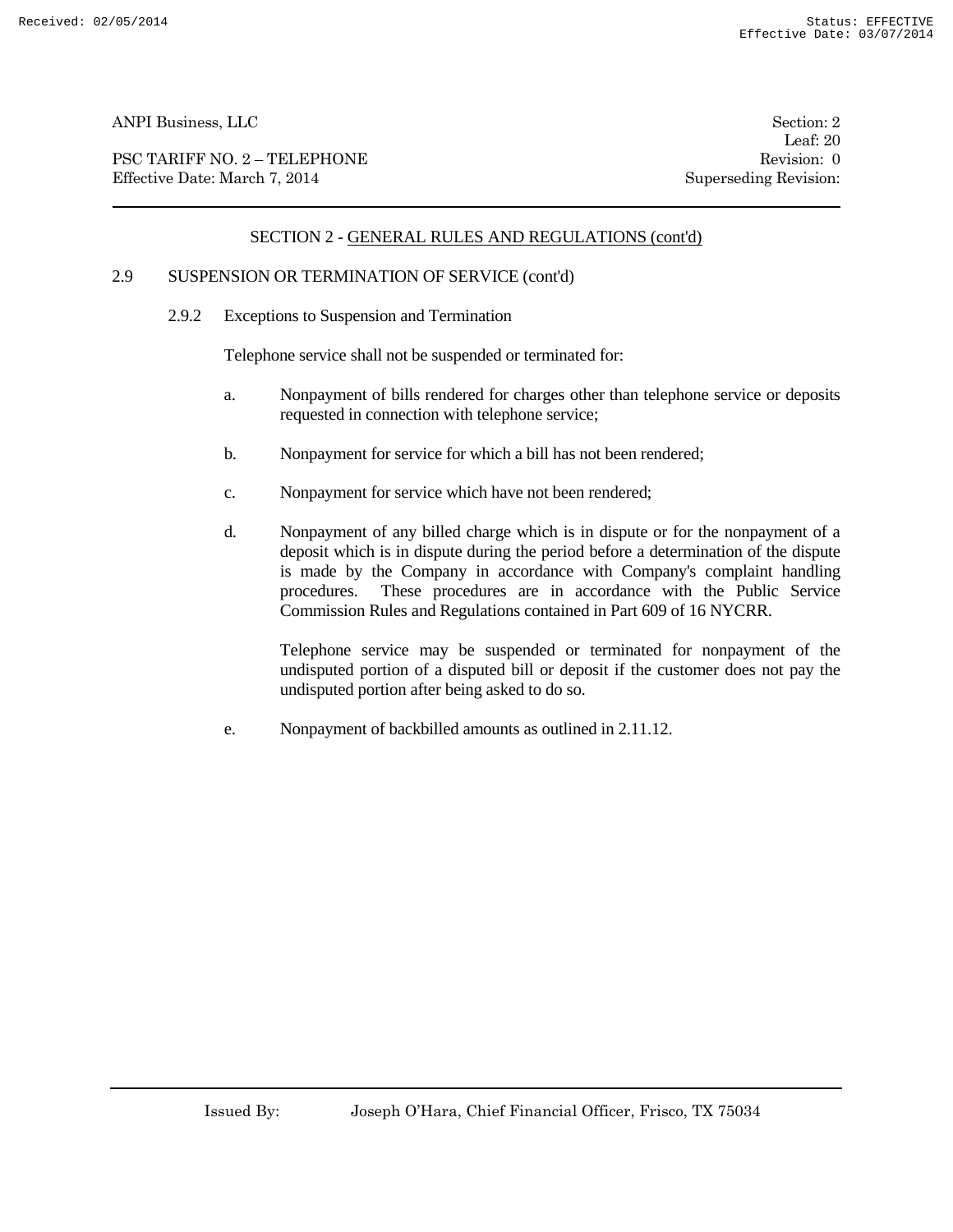## SECTION 2 - GENERAL RULES AND REGULATIONS (cont'd)

### 2.9 SUSPENSION OR TERMINATION OF SERVICE (cont'd)

#### 2.9.2 Exceptions to Suspension and Termination

Telephone service shall not be suspended or terminated for:

a. Nonpayment of bills rendered for charges other than telephone service or deposits requested in connection with telephone service;

b. Nonpayment for service for which a bill has not been rendered;

c. Nonpayment for service which have not been rendered;

d. Nonpayment of any billed charge which is in dispute or for the nonpayment of a deposit which is in dispute during the period before a determination of the dispute is made by the Company in accordance with Company's complaint handling procedures. These procedures are in accordance with the Public Service Commission Rules and Regulations contained in Part 609 of 16 NYCRR.

   Telephone service may be suspended or terminated for nonpayment of the undisputed portion of a disputed bill or deposit if the customer does not pay the undisputed portion after being asked to do so.

e. Nonpayment of backbilled amounts as outlined in 2.11.12.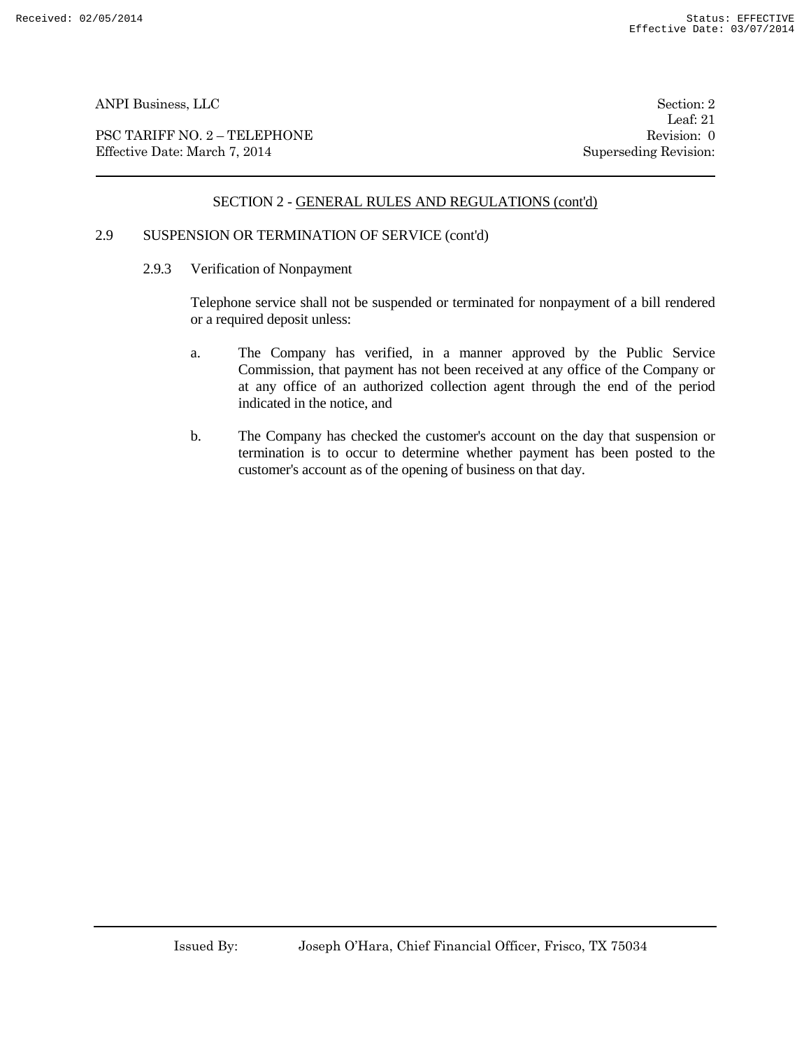## SECTION 2 - GENERAL RULES AND REGULATIONS (cont'd)

### 2.9 SUSPENSION OR TERMINATION OF SERVICE (cont'd)

#### 2.9.3 Verification of Nonpayment

Telephone service shall not be suspended or terminated for nonpayment of a bill rendered or a required deposit unless:

a. The Company has verified, in a manner approved by the Public Service Commission, that payment has not been received at any office of the Company or at any office of an authorized collection agent through the end of the period indicated in the notice, and

b. The Company has checked the customer's account on the day that suspension or termination is to occur to determine whether payment has been posted to the customer's account as of the opening of business on that day.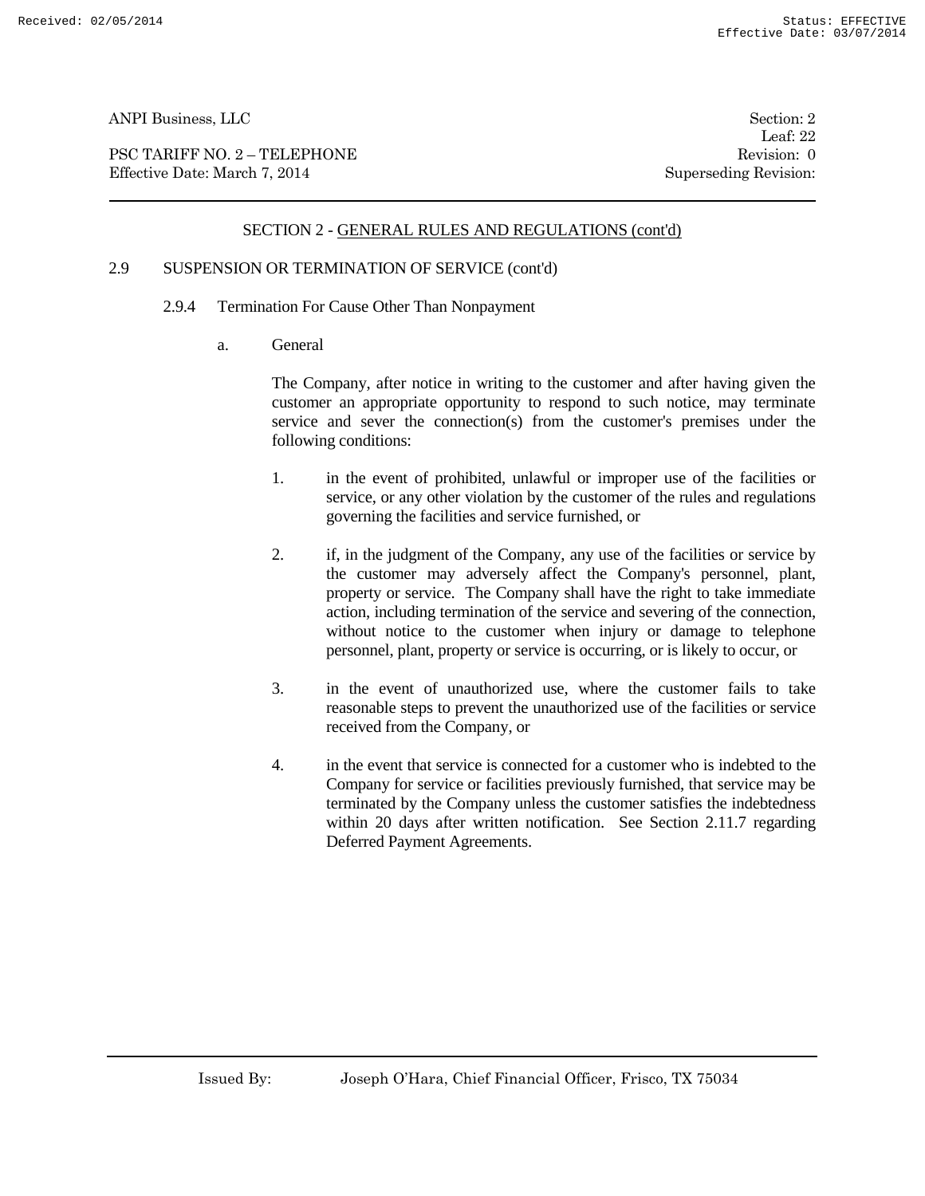## SECTION 2 - GENERAL RULES AND REGULATIONS (cont'd)

### 2.9 SUSPENSION OR TERMINATION OF SERVICE (cont'd)

#### 2.9.4 Termination For Cause Other Than Nonpayment

a. General

The Company, after notice in writing to the customer and after having given the customer an appropriate opportunity to respond to such notice, may terminate service and sever the connection(s) from the customer's premises under the following conditions:

1. in the event of prohibited, unlawful or improper use of the facilities or service, or any other violation by the customer of the rules and regulations governing the facilities and service furnished, or

2. if, in the judgment of the Company, any use of the facilities or service by the customer may adversely affect the Company's personnel, plant, property or service. The Company shall have the right to take immediate action, including termination of the service and severing of the connection, without notice to the customer when injury or damage to telephone personnel, plant, property or service is occurring, or is likely to occur, or

3. in the event of unauthorized use, where the customer fails to take reasonable steps to prevent the unauthorized use of the facilities or service received from the Company, or

4. in the event that service is connected for a customer who is indebted to the Company for service or facilities previously furnished, that service may be terminated by the Company unless the customer satisfies the indebtedness within 20 days after written notification. See Section 2.11.7 regarding Deferred Payment Agreements.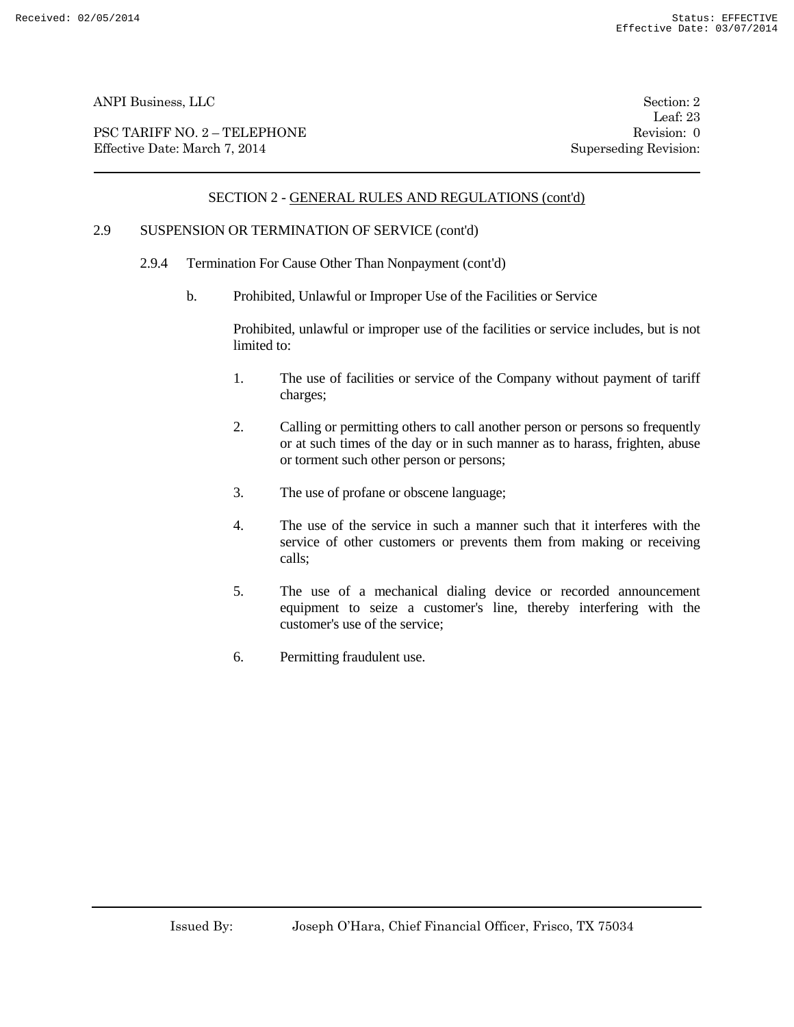## SECTION 2 - GENERAL RULES AND REGULATIONS (cont'd)

2.9 SUSPENSION OR TERMINATION OF SERVICE (cont'd)

2.9.4 Termination For Cause Other Than Nonpayment (cont'd)

b. Prohibited, Unlawful or Improper Use of the Facilities or Service

Prohibited, unlawful or improper use of the facilities or service includes, but is not limited to:

1. The use of facilities or service of the Company without payment of tariff charges;

2. Calling or permitting others to call another person or persons so frequently or at such times of the day or in such manner as to harass, frighten, abuse or torment such other person or persons;

3. The use of profane or obscene language;

4. The use of the service in such a manner such that it interferes with the service of other customers or prevents them from making or receiving calls;

5. The use of a mechanical dialing device or recorded announcement equipment to seize a customer's line, thereby interfering with the customer's use of the service;

6. Permitting fraudulent use.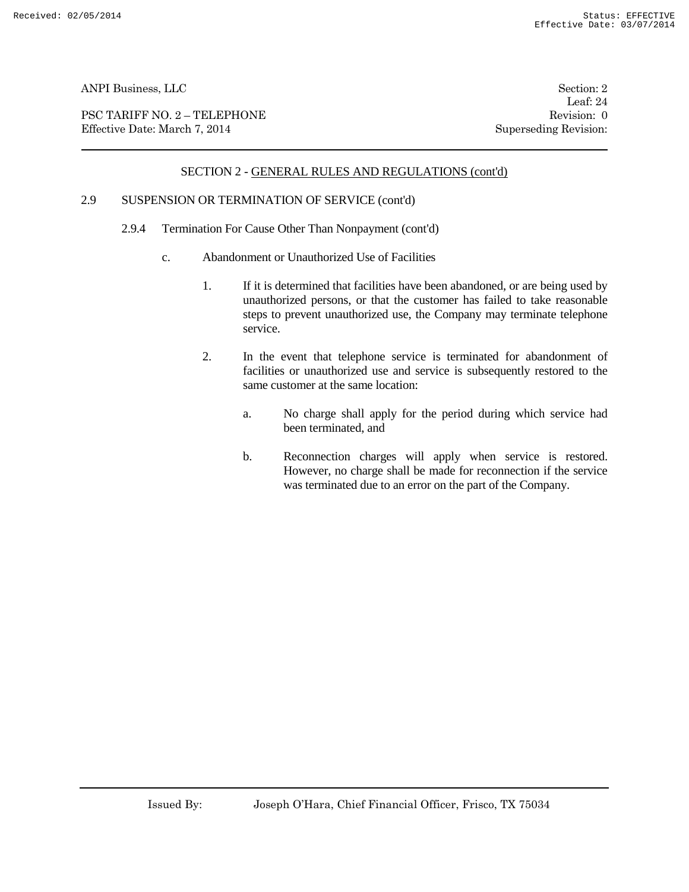SECTION 2 - GENERAL RULES AND REGULATIONS (cont'd)

2.9 SUSPENSION OR TERMINATION OF SERVICE (cont'd)

2.9.4 Termination For Cause Other Than Nonpayment (cont'd)

c. Abandonment or Unauthorized Use of Facilities

1. If it is determined that facilities have been abandoned, or are being used by unauthorized persons, or that the customer has failed to take reasonable steps to prevent unauthorized use, the Company may terminate telephone service.

2. In the event that telephone service is terminated for abandonment of facilities or unauthorized use and service is subsequently restored to the same customer at the same location:

   a. No charge shall apply for the period during which service had been terminated, and

   b. Reconnection charges will apply when service is restored. However, no charge shall be made for reconnection if the service was terminated due to an error on the part of the Company.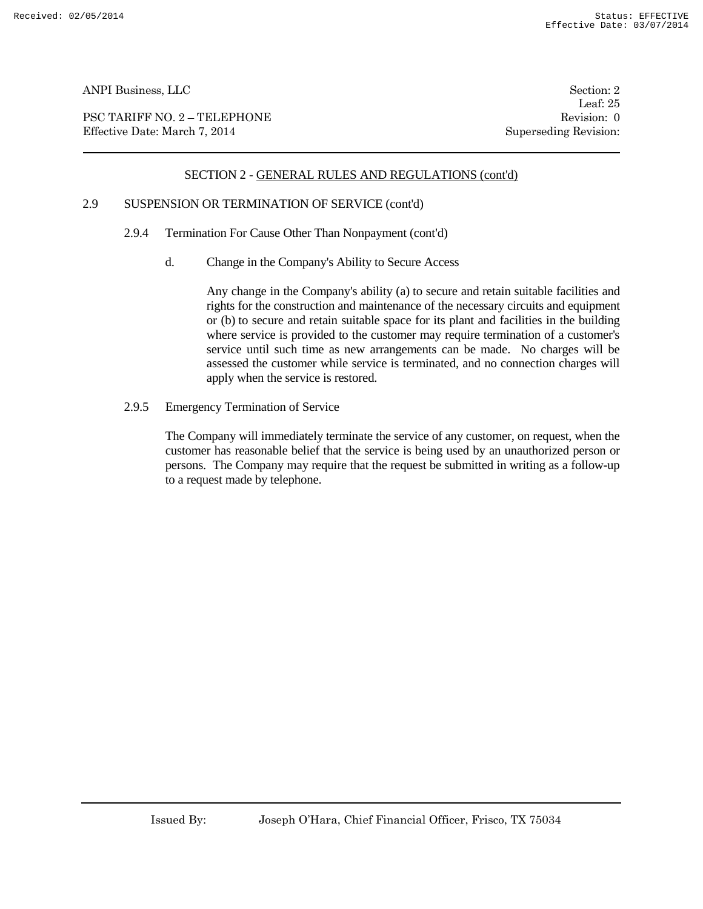## SECTION 2 - GENERAL RULES AND REGULATIONS (cont'd)

### 2.9 SUSPENSION OR TERMINATION OF SERVICE (cont'd)

#### 2.9.4 Termination For Cause Other Than Nonpayment (cont'd)

d. Change in the Company's Ability to Secure Access

Any change in the Company's ability (a) to secure and retain suitable facilities and rights for the construction and maintenance of the necessary circuits and equipment or (b) to secure and retain suitable space for its plant and facilities in the building where service is provided to the customer may require termination of a customer's service until such time as new arrangements can be made. No charges will be assessed the customer while service is terminated, and no connection charges will apply when the service is restored.

#### 2.9.5 Emergency Termination of Service

The Company will immediately terminate the service of any customer, on request, when the customer has reasonable belief that the service is being used by an unauthorized person or persons. The Company may require that the request be submitted in writing as a follow-up to a request made by telephone.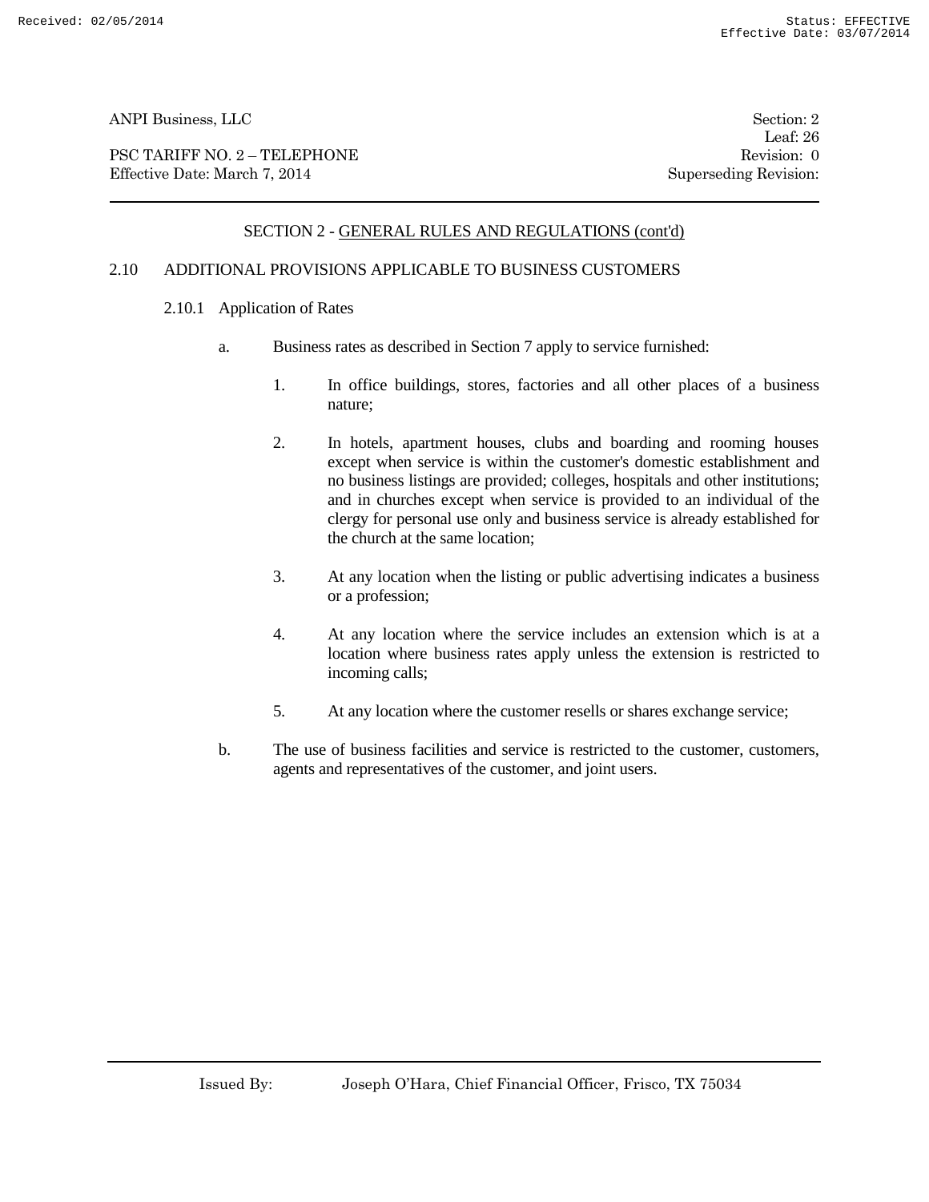## SECTION 2 - GENERAL RULES AND REGULATIONS (cont'd)

### 2.10 ADDITIONAL PROVISIONS APPLICABLE TO BUSINESS CUSTOMERS

#### 2.10.1 Application of Rates

a. Business rates as described in Section 7 apply to service furnished:

1. In office buildings, stores, factories and all other places of a business nature;

2. In hotels, apartment houses, clubs and boarding and rooming houses except when service is within the customer's domestic establishment and no business listings are provided; colleges, hospitals and other institutions; and in churches except when service is provided to an individual of the clergy for personal use only and business service is already established for the church at the same location;

3. At any location when the listing or public advertising indicates a business or a profession;

4. At any location where the service includes an extension which is at a location where business rates apply unless the extension is restricted to incoming calls;

5. At any location where the customer resells or shares exchange service;

b. The use of business facilities and service is restricted to the customer, customers, agents and representatives of the customer, and joint users.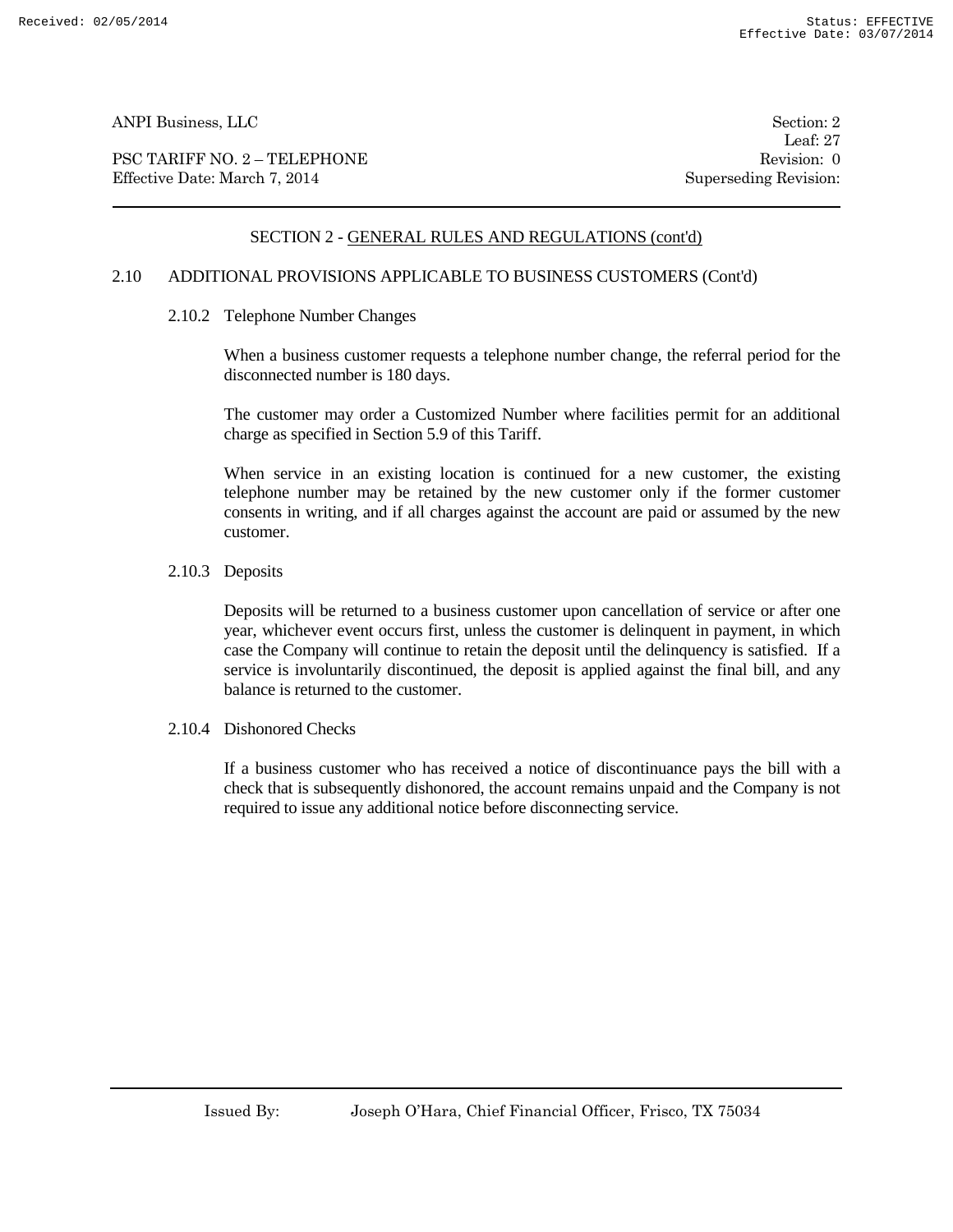## SECTION 2 - GENERAL RULES AND REGULATIONS (cont'd)

### 2.10 ADDITIONAL PROVISIONS APPLICABLE TO BUSINESS CUSTOMERS (Cont'd)

#### 2.10.2 Telephone Number Changes

When a business customer requests a telephone number change, the referral period for the disconnected number is 180 days.

The customer may order a Customized Number where facilities permit for an additional charge as specified in Section 5.9 of this Tariff.

When service in an existing location is continued for a new customer, the existing telephone number may be retained by the new customer only if the former customer consents in writing, and if all charges against the account are paid or assumed by the new customer.

#### 2.10.3 Deposits

Deposits will be returned to a business customer upon cancellation of service or after one year, whichever event occurs first, unless the customer is delinquent in payment, in which case the Company will continue to retain the deposit until the delinquency is satisfied. If a service is involuntarily discontinued, the deposit is applied against the final bill, and any balance is returned to the customer.

#### 2.10.4 Dishonored Checks

If a business customer who has received a notice of discontinuance pays the bill with a check that is subsequently dishonored, the account remains unpaid and the Company is not required to issue any additional notice before disconnecting service.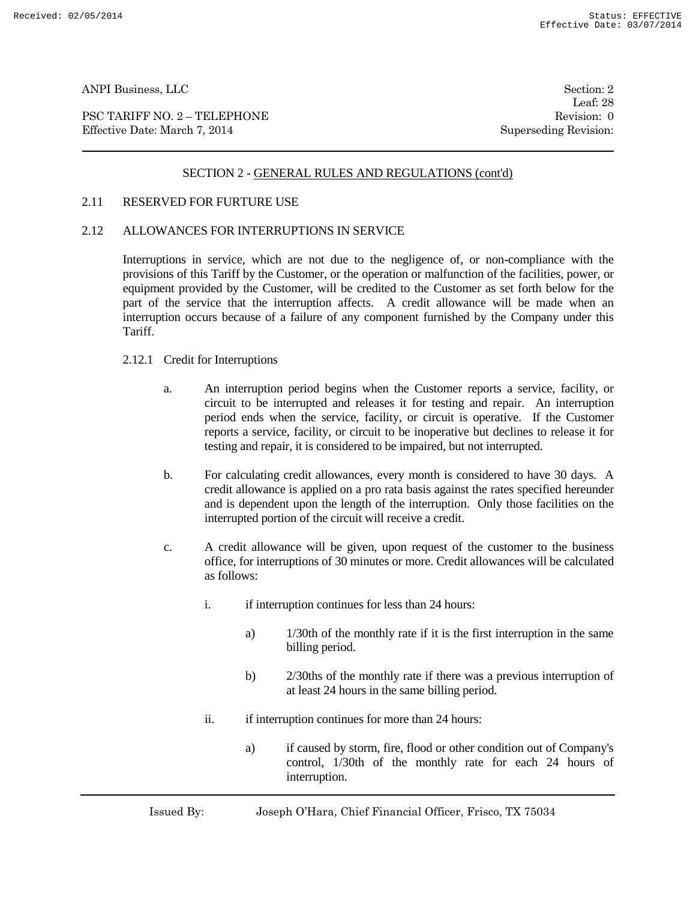## SECTION 2 - GENERAL RULES AND REGULATIONS (cont'd)

### 2.11 RESERVED FOR FURTURE USE

### 2.12 ALLOWANCES FOR INTERRUPTIONS IN SERVICE

Interruptions in service, which are not due to the negligence of, or non-compliance with the provisions of this Tariff by the Customer, or the operation or malfunction of the facilities, power, or equipment provided by the Customer, will be credited to the Customer as set forth below for the part of the service that the interruption affects. A credit allowance will be made when an interruption occurs because of a failure of any component furnished by the Company under this Tariff.

#### 2.12.1 Credit for Interruptions

a. An interruption period begins when the Customer reports a service, facility, or circuit to be interrupted and releases it for testing and repair. An interruption period ends when the service, facility, or circuit is operative. If the Customer reports a service, facility, or circuit to be inoperative but declines to release it for testing and repair, it is considered to be impaired, but not interrupted.

b. For calculating credit allowances, every month is considered to have 30 days. A credit allowance is applied on a pro rata basis against the rates specified hereunder and is dependent upon the length of the interruption. Only those facilities on the interrupted portion of the circuit will receive a credit.

c. A credit allowance will be given, upon request of the customer to the business office, for interruptions of 30 minutes or more. Credit allowances will be calculated as follows:

   i. if interruption continues for less than 24 hours:

      a) 1/30th of the monthly rate if it is the first interruption in the same billing period.

      b) 2/30ths of the monthly rate if there was a previous interruption of at least 24 hours in the same billing period.

   ii. if interruption continues for more than 24 hours:

      a) if caused by storm, fire, flood or other condition out of Company's control, 1/30th of the monthly rate for each 24 hours of interruption.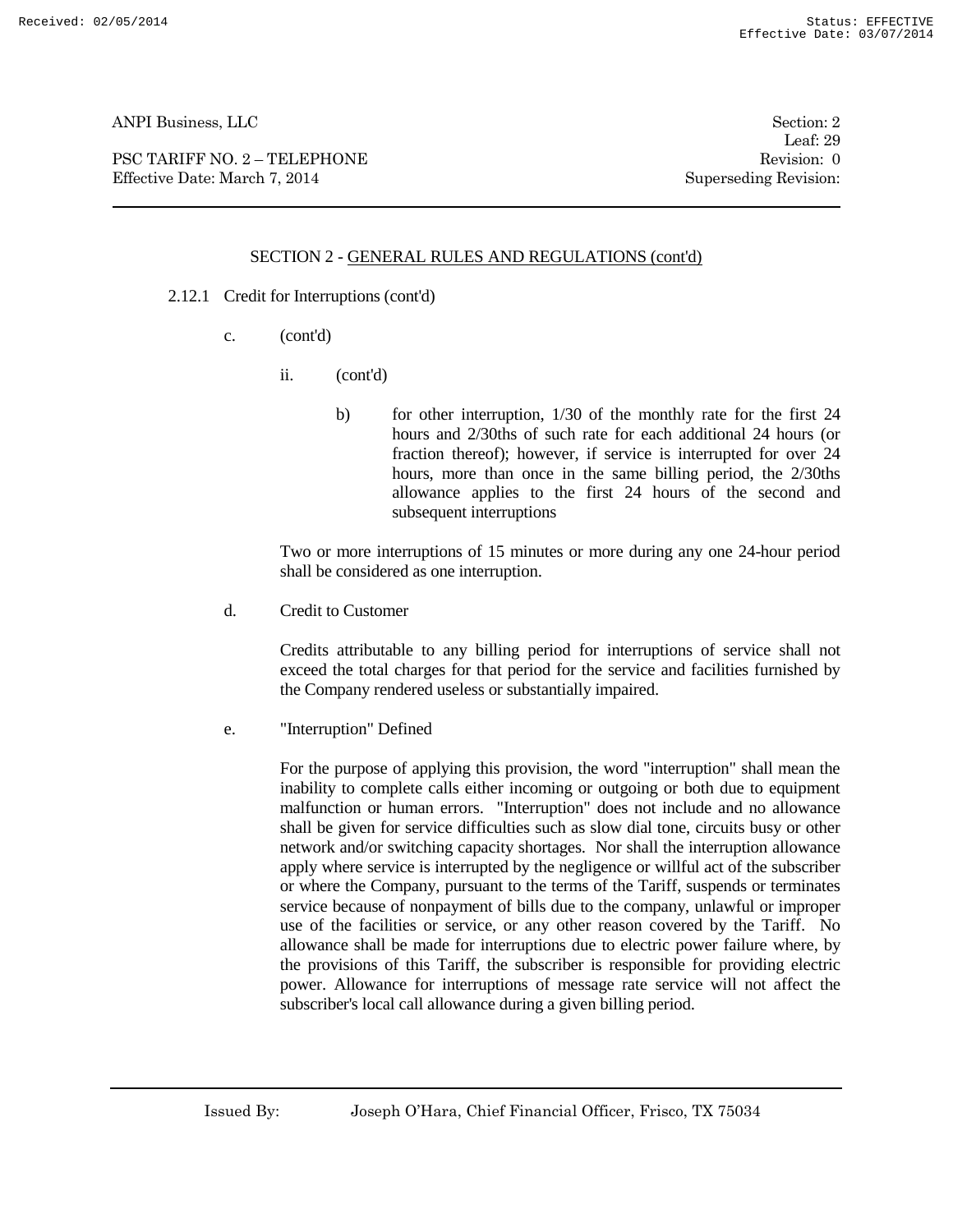## SECTION 2 - GENERAL RULES AND REGULATIONS (cont'd)

2.12.1 Credit for Interruptions (cont'd)

c. (cont'd)

ii. (cont'd)

b) for other interruption, 1/30 of the monthly rate for the first 24 hours and 2/30ths of such rate for each additional 24 hours (or fraction thereof); however, if service is interrupted for over 24 hours, more than once in the same billing period, the 2/30ths allowance applies to the first 24 hours of the second and subsequent interruptions

Two or more interruptions of 15 minutes or more during any one 24-hour period shall be considered as one interruption.

d. Credit to Customer

Credits attributable to any billing period for interruptions of service shall not exceed the total charges for that period for the service and facilities furnished by the Company rendered useless or substantially impaired.

e. "Interruption" Defined

For the purpose of applying this provision, the word "interruption" shall mean the inability to complete calls either incoming or outgoing or both due to equipment malfunction or human errors. "Interruption" does not include and no allowance shall be given for service difficulties such as slow dial tone, circuits busy or other network and/or switching capacity shortages. Nor shall the interruption allowance apply where service is interrupted by the negligence or willful act of the subscriber or where the Company, pursuant to the terms of the Tariff, suspends or terminates service because of nonpayment of bills due to the company, unlawful or improper use of the facilities or service, or any other reason covered by the Tariff. No allowance shall be made for interruptions due to electric power failure where, by the provisions of this Tariff, the subscriber is responsible for providing electric power. Allowance for interruptions of message rate service will not affect the subscriber's local call allowance during a given billing period.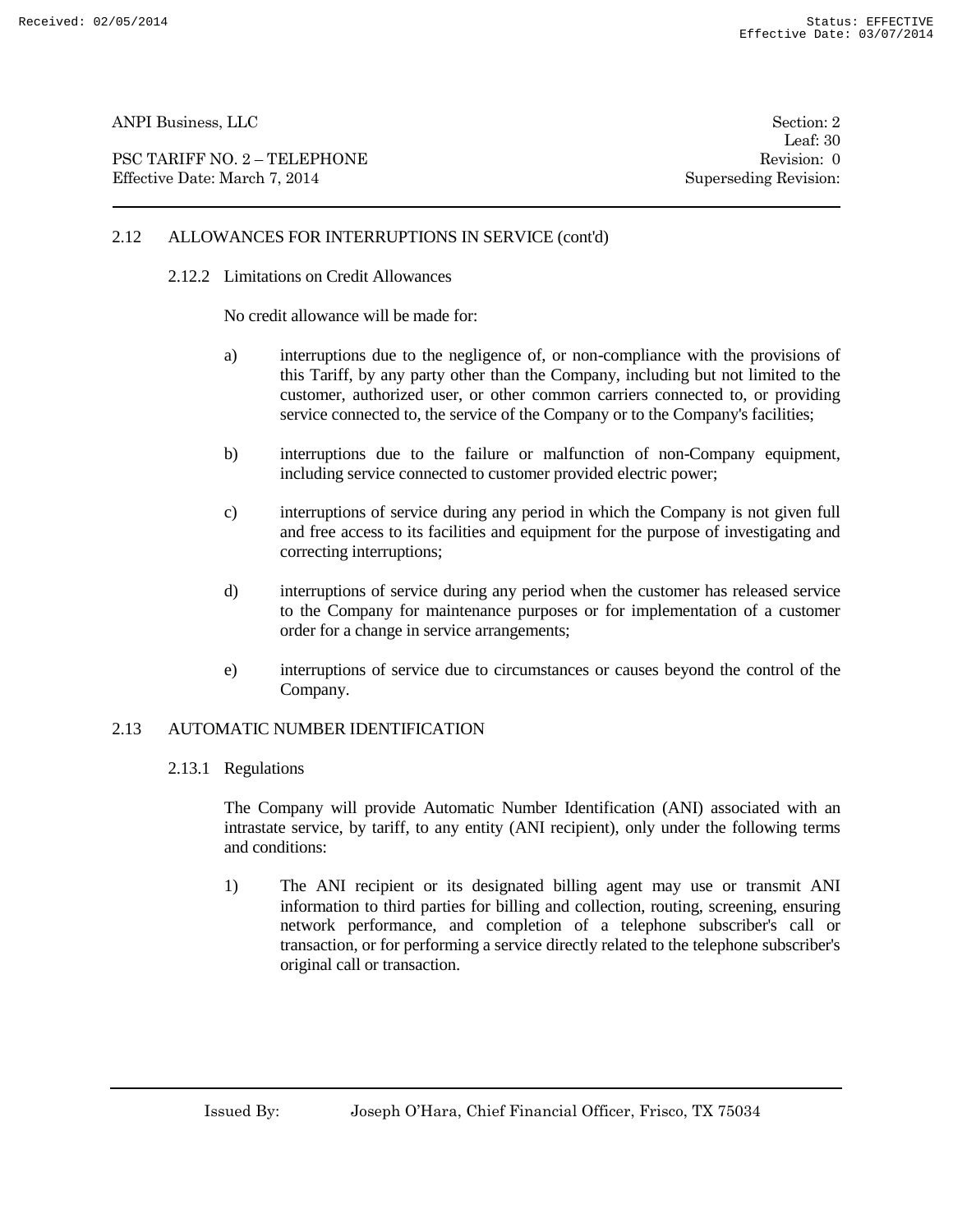## 2.12 ALLOWANCES FOR INTERRUPTIONS IN SERVICE (cont'd)

### 2.12.2 Limitations on Credit Allowances

No credit allowance will be made for:

a) interruptions due to the negligence of, or non-compliance with the provisions of this Tariff, by any party other than the Company, including but not limited to the customer, authorized user, or other common carriers connected to, or providing service connected to, the service of the Company or to the Company's facilities;

b) interruptions due to the failure or malfunction of non-Company equipment, including service connected to customer provided electric power;

c) interruptions of service during any period in which the Company is not given full and free access to its facilities and equipment for the purpose of investigating and correcting interruptions;

d) interruptions of service during any period when the customer has released service to the Company for maintenance purposes or for implementation of a customer order for a change in service arrangements;

e) interruptions of service due to circumstances or causes beyond the control of the Company.

## 2.13 AUTOMATIC NUMBER IDENTIFICATION

### 2.13.1 Regulations

The Company will provide Automatic Number Identification (ANI) associated with an intrastate service, by tariff, to any entity (ANI recipient), only under the following terms and conditions:

1) The ANI recipient or its designated billing agent may use or transmit ANI information to third parties for billing and collection, routing, screening, ensuring network performance, and completion of a telephone subscriber's call or transaction, or for performing a service directly related to the telephone subscriber's original call or transaction.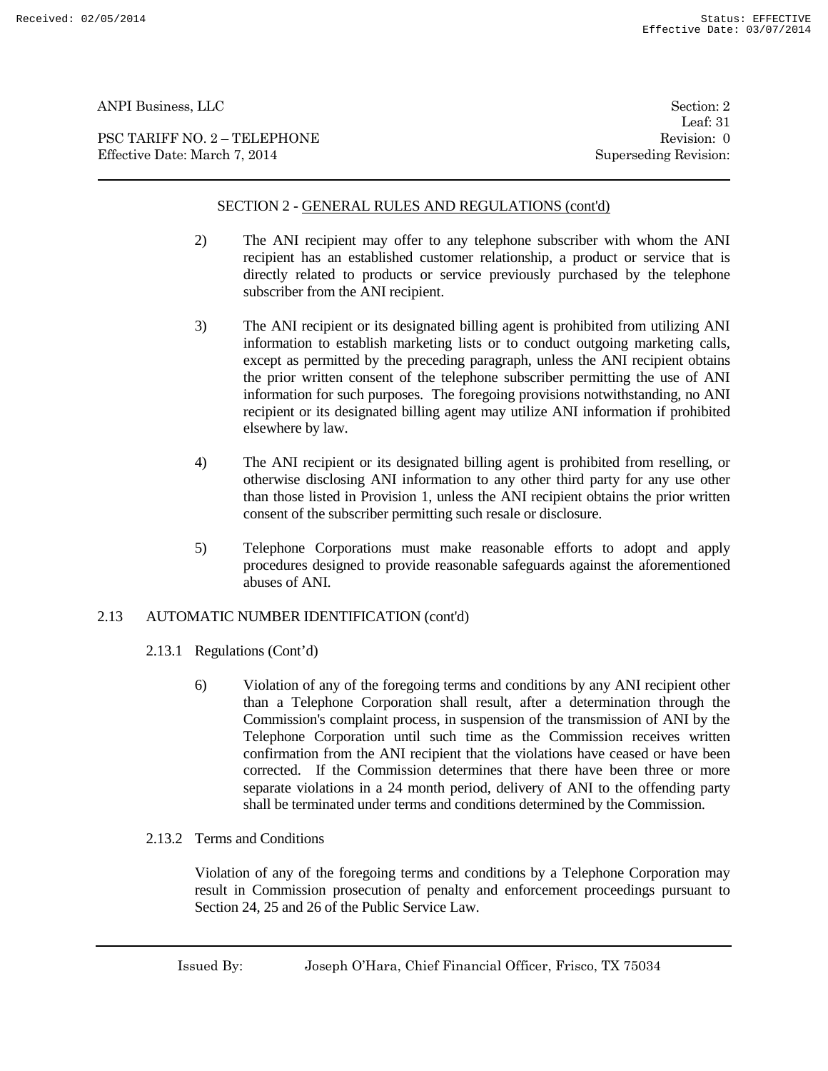## SECTION 2 - GENERAL RULES AND REGULATIONS (cont'd)

2) The ANI recipient may offer to any telephone subscriber with whom the ANI recipient has an established customer relationship, a product or service that is directly related to products or service previously purchased by the telephone subscriber from the ANI recipient.

3) The ANI recipient or its designated billing agent is prohibited from utilizing ANI information to establish marketing lists or to conduct outgoing marketing calls, except as permitted by the preceding paragraph, unless the ANI recipient obtains the prior written consent of the telephone subscriber permitting the use of ANI information for such purposes. The foregoing provisions notwithstanding, no ANI recipient or its designated billing agent may utilize ANI information if prohibited elsewhere by law.

4) The ANI recipient or its designated billing agent is prohibited from reselling, or otherwise disclosing ANI information to any other third party for any use other than those listed in Provision 1, unless the ANI recipient obtains the prior written consent of the subscriber permitting such resale or disclosure.

5) Telephone Corporations must make reasonable efforts to adopt and apply procedures designed to provide reasonable safeguards against the aforementioned abuses of ANI.

### 2.13 AUTOMATIC NUMBER IDENTIFICATION (cont'd)

#### 2.13.1 Regulations (Cont'd)

6) Violation of any of the foregoing terms and conditions by any ANI recipient other than a Telephone Corporation shall result, after a determination through the Commission's complaint process, in suspension of the transmission of ANI by the Telephone Corporation until such time as the Commission receives written confirmation from the ANI recipient that the violations have ceased or have been corrected. If the Commission determines that there have been three or more separate violations in a 24 month period, delivery of ANI to the offending party shall be terminated under terms and conditions determined by the Commission.

#### 2.13.2 Terms and Conditions

Violation of any of the foregoing terms and conditions by a Telephone Corporation may result in Commission prosecution of penalty and enforcement proceedings pursuant to Section 24, 25 and 26 of the Public Service Law.